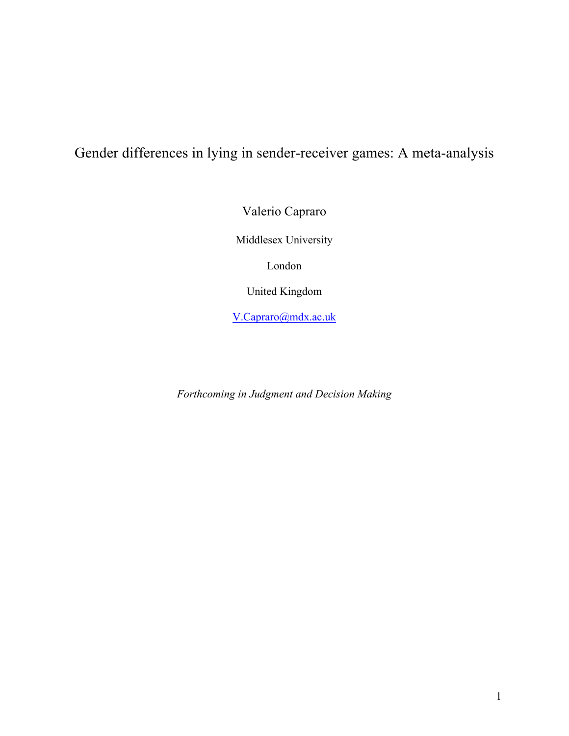# Gender differences in lying in sender-receiver games: A meta-analysis

Valerio Capraro

Middlesex University

London

United Kingdom

V.Capraro@mdx.ac.uk

*Forthcoming in Judgment and Decision Making*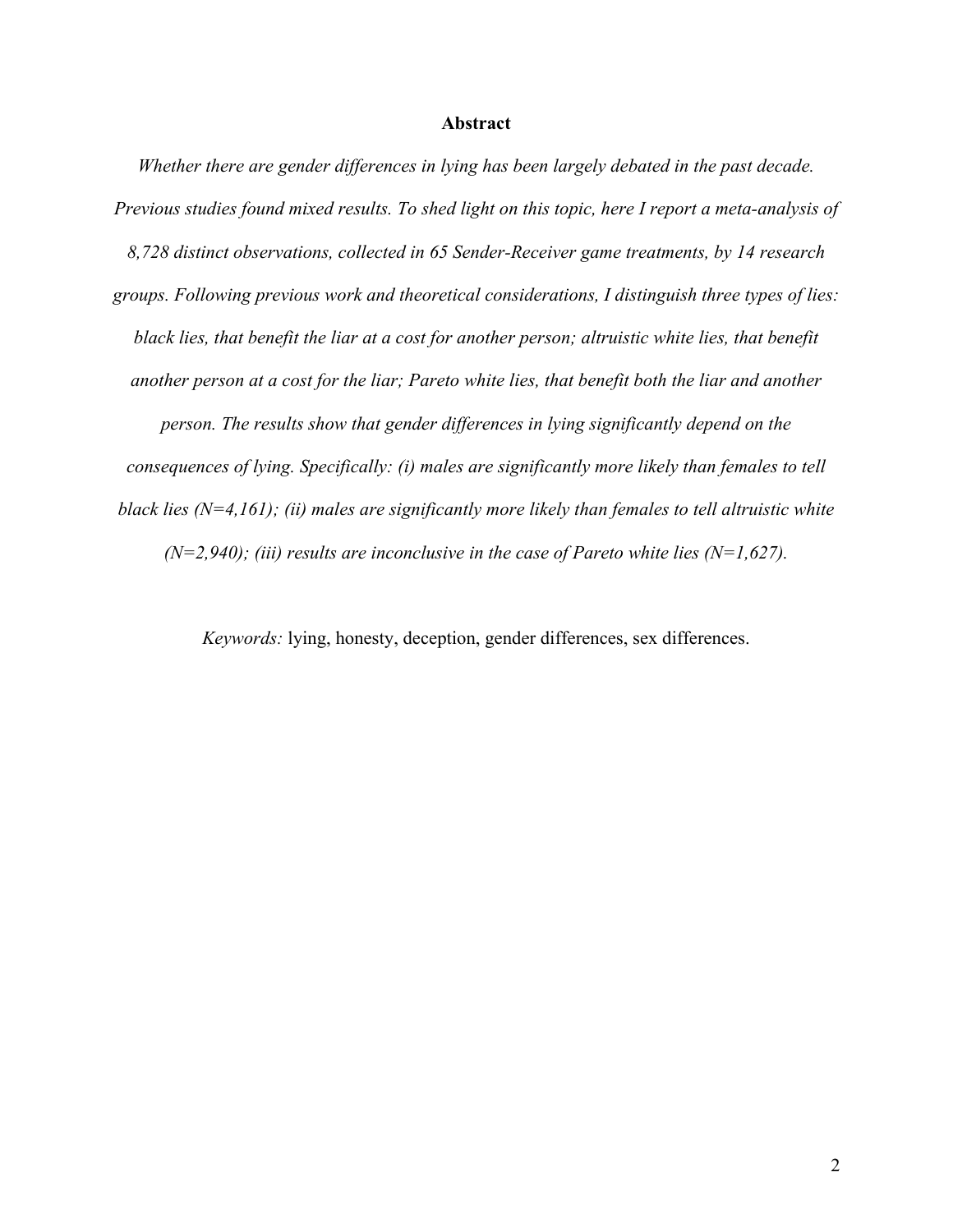## Abstract

*Whether there are gender differences in lying has been largely debated in the past decade. Previous studies found mixed results. To shed light on this topic, here I report a meta-analysis of 8,728 distinct observations, collected in 65 Sender-Receiver game treatments, by 14 research groups. Following previous work and theoretical considerations, I distinguish three types of lies: black lies, that benefit the liar at a cost for another person; altruistic white lies, that benefit another person at a cost for the liar; Pareto white lies, that benefit both the liar and another person. The results show that gender differences in lying significantly depend on the consequences of lying. Specifically: (i) males are significantly more likely than females to tell black lies (N=4,161); (ii) males are significantly more likely than females to tell altruistic white (N=2,940); (iii) results are inconclusive in the case of Pareto white lies (N=1,627).*

*Keywords:* lying, honesty, deception, gender differences, sex differences.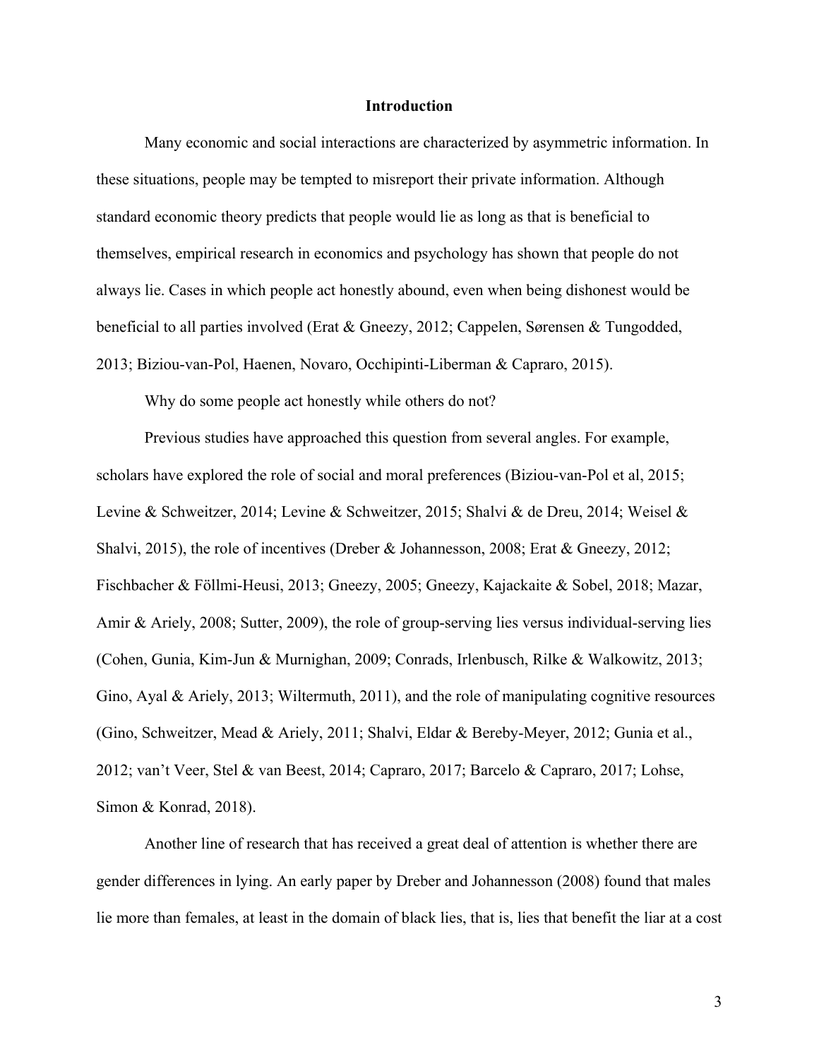## Introduction

Many economic and social interactions are characterized by asymmetric information. In these situations, people may be tempted to misreport their private information. Although standard economic theory predicts that people would lie as long as that is beneficial to themselves, empirical research in economics and psychology has shown that people do not always lie. Cases in which people act honestly abound, even when being dishonest would be beneficial to all parties involved (Erat & Gneezy, 2012; Cappelen, Sørensen & Tungodded, 2013; Biziou-van-Pol, Haenen, Novaro, Occhipinti-Liberman & Capraro, 2015).

Why do some people act honestly while others do not?

Previous studies have approached this question from several angles. For example, scholars have explored the role of social and moral preferences (Biziou-van-Pol et al, 2015; Levine & Schweitzer, 2014; Levine & Schweitzer, 2015; Shalvi & de Dreu, 2014; Weisel & Shalvi, 2015), the role of incentives (Dreber & Johannesson, 2008; Erat & Gneezy, 2012; Fischbacher & Föllmi-Heusi, 2013; Gneezy, 2005; Gneezy, Kajackaite & Sobel, 2018; Mazar, Amir & Ariely, 2008; Sutter, 2009), the role of group-serving lies versus individual-serving lies (Cohen, Gunia, Kim-Jun & Murnighan, 2009; Conrads, Irlenbusch, Rilke & Walkowitz, 2013; Gino, Ayal & Ariely, 2013; Wiltermuth, 2011), and the role of manipulating cognitive resources (Gino, Schweitzer, Mead & Ariely, 2011; Shalvi, Eldar & Bereby-Meyer, 2012; Gunia et al., 2012; van't Veer, Stel & van Beest, 2014; Capraro, 2017; Barcelo & Capraro, 2017; Lohse, Simon & Konrad, 2018).

Another line of research that has received a great deal of attention is whether there are gender differences in lying. An early paper by Dreber and Johannesson (2008) found that males lie more than females, at least in the domain of black lies, that is, lies that benefit the liar at a cost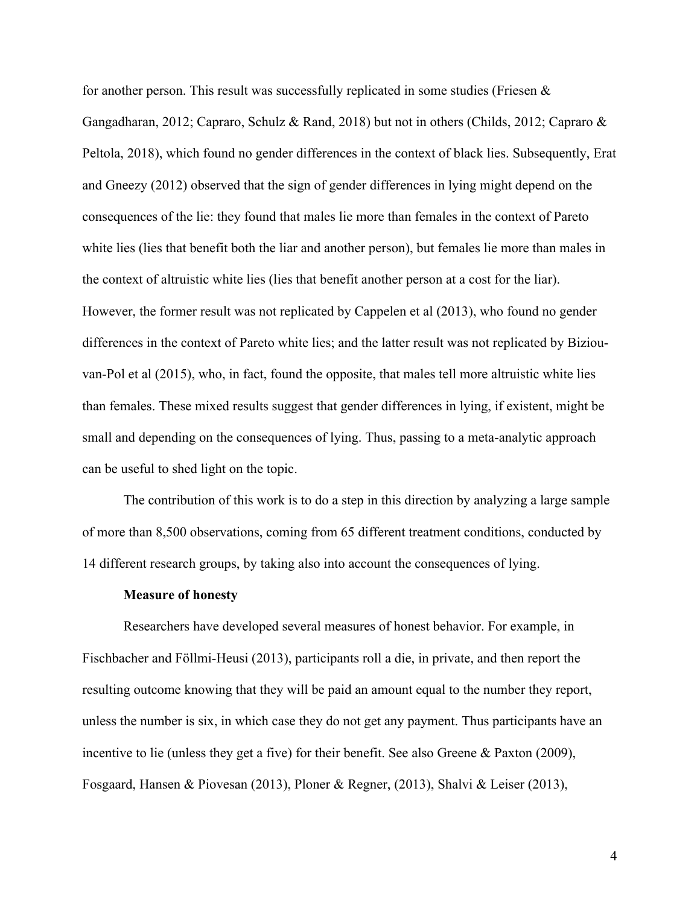for another person. This result was successfully replicated in some studies (Friesen & Gangadharan, 2012; Capraro, Schulz & Rand, 2018) but not in others (Childs, 2012; Capraro & Peltola, 2018), which found no gender differences in the context of black lies. Subsequently, Erat and Gneezy (2012) observed that the sign of gender differences in lying might depend on the consequences of the lie: they found that males lie more than females in the context of Pareto white lies (lies that benefit both the liar and another person), but females lie more than males in the context of altruistic white lies (lies that benefit another person at a cost for the liar). However, the former result was not replicated by Cappelen et al (2013), who found no gender differences in the context of Pareto white lies; and the latter result was not replicated by Biziou-van-Pol et al (2015), who, in fact, found the opposite, that males tell more altruistic white lies than females. These mixed results suggest that gender differences in lying, if existent, might be small and depending on the consequences of lying. Thus, passing to a meta-analytic approach can be useful to shed light on the topic.

The contribution of this work is to do a step in this direction by analyzing a large sample of more than 8,500 observations, coming from 65 different treatment conditions, conducted by 14 different research groups, by taking also into account the consequences of lying.

**Measure of honesty**

Researchers have developed several measures of honest behavior. For example, in Fischbacher and Föllmi-Heusi (2013), participants roll a die, in private, and then report the resulting outcome knowing that they will be paid an amount equal to the number they report, unless the number is six, in which case they do not get any payment. Thus participants have an incentive to lie (unless they get a five) for their benefit. See also Greene & Paxton (2009), Fosgaard, Hansen & Piovesan (2013), Ploner & Regner, (2013), Shalvi & Leiser (2013),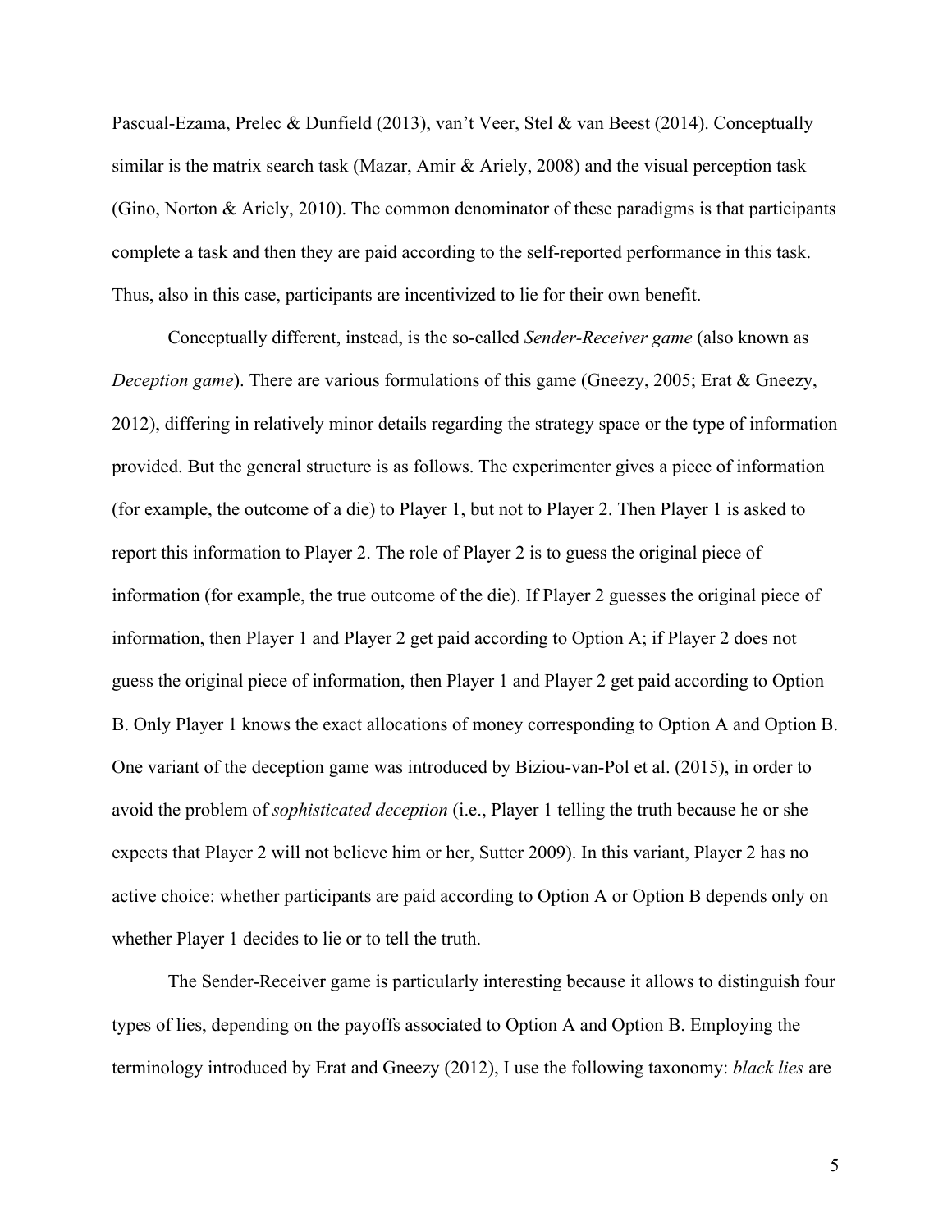Pascual-Ezama, Prelec & Dunfield (2013), van't Veer, Stel & van Beest (2014). Conceptually similar is the matrix search task (Mazar, Amir & Ariely, 2008) and the visual perception task (Gino, Norton & Ariely, 2010). The common denominator of these paradigms is that participants complete a task and then they are paid according to the self-reported performance in this task. Thus, also in this case, participants are incentivized to lie for their own benefit.

Conceptually different, instead, is the so-called *Sender-Receiver game* (also known as *Deception game*). There are various formulations of this game (Gneezy, 2005; Erat & Gneezy, 2012), differing in relatively minor details regarding the strategy space or the type of information provided. But the general structure is as follows. The experimenter gives a piece of information (for example, the outcome of a die) to Player 1, but not to Player 2. Then Player 1 is asked to report this information to Player 2. The role of Player 2 is to guess the original piece of information (for example, the true outcome of the die). If Player 2 guesses the original piece of information, then Player 1 and Player 2 get paid according to Option A; if Player 2 does not guess the original piece of information, then Player 1 and Player 2 get paid according to Option B. Only Player 1 knows the exact allocations of money corresponding to Option A and Option B. One variant of the deception game was introduced by Biziou-van-Pol et al. (2015), in order to avoid the problem of *sophisticated deception* (i.e., Player 1 telling the truth because he or she expects that Player 2 will not believe him or her, Sutter 2009). In this variant, Player 2 has no active choice: whether participants are paid according to Option A or Option B depends only on whether Player 1 decides to lie or to tell the truth.

The Sender-Receiver game is particularly interesting because it allows to distinguish four types of lies, depending on the payoffs associated to Option A and Option B. Employing the terminology introduced by Erat and Gneezy (2012), I use the following taxonomy: *black lies* are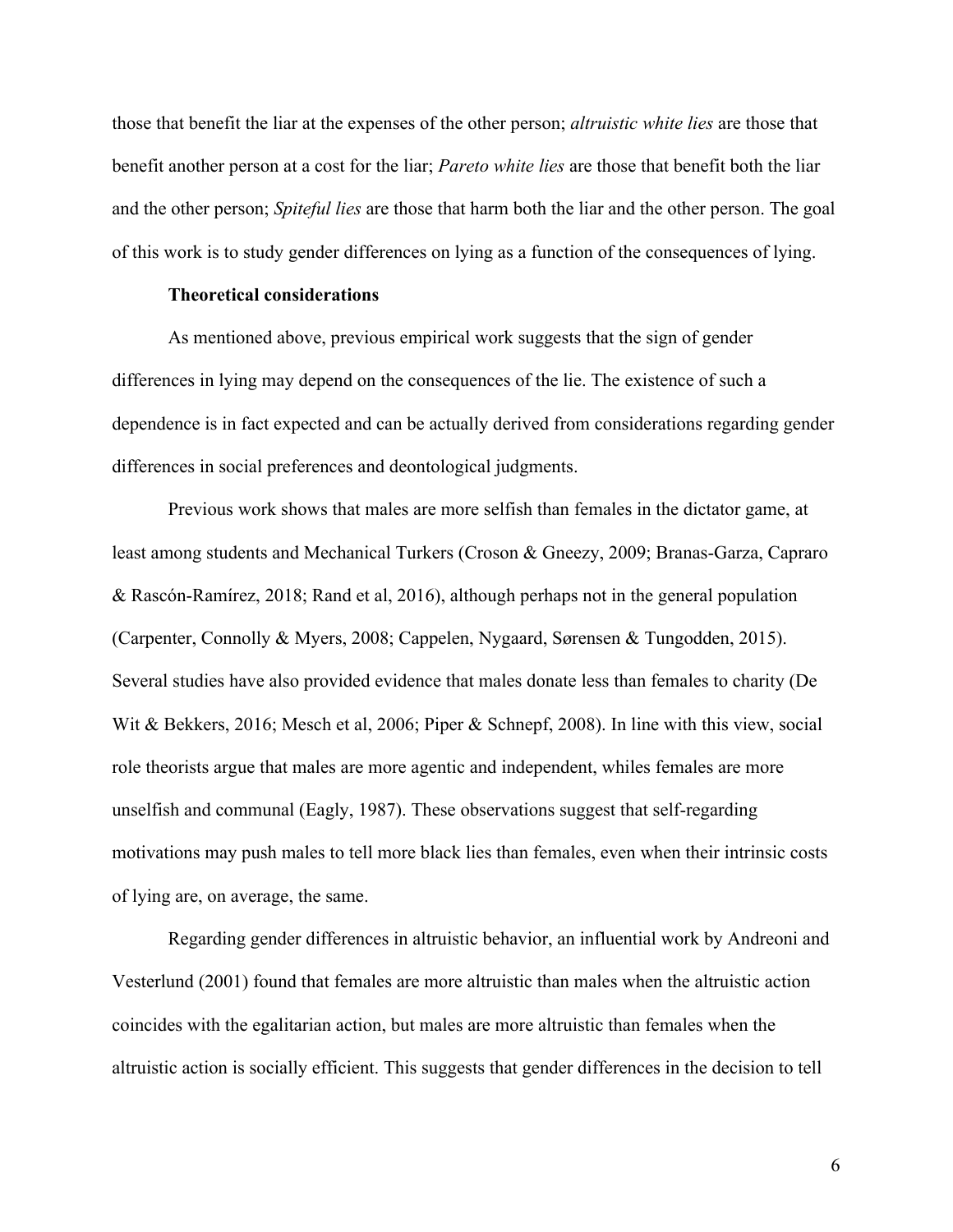those that benefit the liar at the expenses of the other person; *altruistic white lies* are those that benefit another person at a cost for the liar; *Pareto white lies* are those that benefit both the liar and the other person; *Spiteful lies* are those that harm both the liar and the other person. The goal of this work is to study gender differences on lying as a function of the consequences of lying.

**Theoretical considerations**

As mentioned above, previous empirical work suggests that the sign of gender differences in lying may depend on the consequences of the lie. The existence of such a dependence is in fact expected and can be actually derived from considerations regarding gender differences in social preferences and deontological judgments.

Previous work shows that males are more selfish than females in the dictator game, at least among students and Mechanical Turkers (Croson & Gneezy, 2009; Branas-Garza, Capraro & Rascón-Ramírez, 2018; Rand et al, 2016), although perhaps not in the general population (Carpenter, Connolly & Myers, 2008; Cappelen, Nygaard, Sørensen & Tungodden, 2015). Several studies have also provided evidence that males donate less than females to charity (De Wit & Bekkers, 2016; Mesch et al, 2006; Piper & Schnepf, 2008). In line with this view, social role theorists argue that males are more agentic and independent, whiles females are more unselfish and communal (Eagly, 1987). These observations suggest that self-regarding motivations may push males to tell more black lies than females, even when their intrinsic costs of lying are, on average, the same.

Regarding gender differences in altruistic behavior, an influential work by Andreoni and Vesterlund (2001) found that females are more altruistic than males when the altruistic action coincides with the egalitarian action, but males are more altruistic than females when the altruistic action is socially efficient. This suggests that gender differences in the decision to tell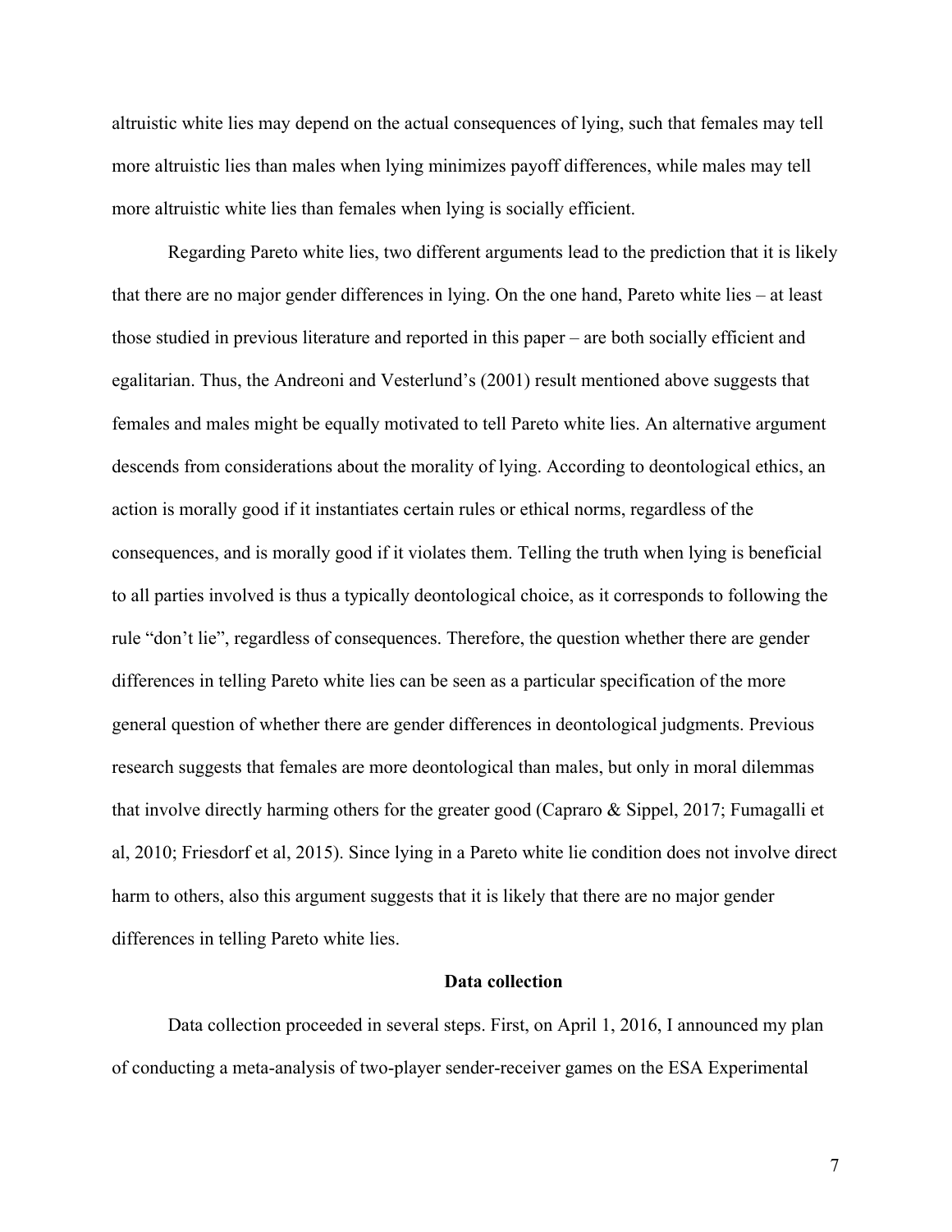altruistic white lies may depend on the actual consequences of lying, such that females may tell more altruistic lies than males when lying minimizes payoff differences, while males may tell more altruistic white lies than females when lying is socially efficient.

Regarding Pareto white lies, two different arguments lead to the prediction that it is likely that there are no major gender differences in lying. On the one hand, Pareto white lies – at least those studied in previous literature and reported in this paper – are both socially efficient and egalitarian. Thus, the Andreoni and Vesterlund's (2001) result mentioned above suggests that females and males might be equally motivated to tell Pareto white lies. An alternative argument descends from considerations about the morality of lying. According to deontological ethics, an action is morally good if it instantiates certain rules or ethical norms, regardless of the consequences, and is morally good if it violates them. Telling the truth when lying is beneficial to all parties involved is thus a typically deontological choice, as it corresponds to following the rule "don't lie", regardless of consequences. Therefore, the question whether there are gender differences in telling Pareto white lies can be seen as a particular specification of the more general question of whether there are gender differences in deontological judgments. Previous research suggests that females are more deontological than males, but only in moral dilemmas that involve directly harming others for the greater good (Capraro & Sippel, 2017; Fumagalli et al, 2010; Friesdorf et al, 2015). Since lying in a Pareto white lie condition does not involve direct harm to others, also this argument suggests that it is likely that there are no major gender differences in telling Pareto white lies.

## Data collection

Data collection proceeded in several steps. First, on April 1, 2016, I announced my plan of conducting a meta-analysis of two-player sender-receiver games on the ESA Experimental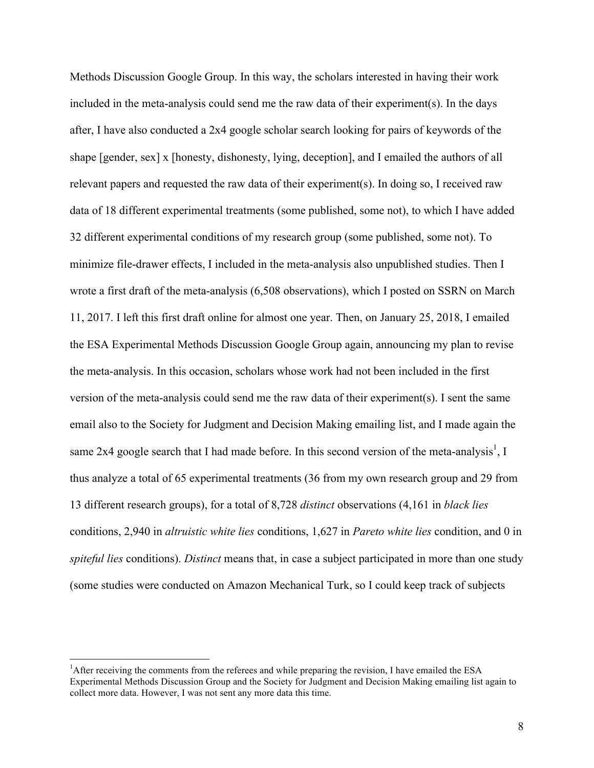Methods Discussion Google Group. In this way, the scholars interested in having their work included in the meta-analysis could send me the raw data of their experiment(s). In the days after, I have also conducted a 2x4 google scholar search looking for pairs of keywords of the shape [gender, sex] x [honesty, dishonesty, lying, deception], and I emailed the authors of all relevant papers and requested the raw data of their experiment(s). In doing so, I received raw data of 18 different experimental treatments (some published, some not), to which I have added 32 different experimental conditions of my research group (some published, some not). To minimize file-drawer effects, I included in the meta-analysis also unpublished studies. Then I wrote a first draft of the meta-analysis (6,508 observations), which I posted on SSRN on March 11, 2017. I left this first draft online for almost one year. Then, on January 25, 2018, I emailed the ESA Experimental Methods Discussion Google Group again, announcing my plan to revise the meta-analysis. In this occasion, scholars whose work had not been included in the first version of the meta-analysis could send me the raw data of their experiment(s). I sent the same email also to the Society for Judgment and Decision Making emailing list, and I made again the same 2x4 google search that I had made before. In this second version of the meta-analysis[1], I thus analyze a total of 65 experimental treatments (36 from my own research group and 29 from 13 different research groups), for a total of 8,728 *distinct* observations (4,161 in *black lies* conditions, 2,940 in *altruistic white lies* conditions, 1,627 in *Pareto white lies* condition, and 0 in *spiteful lies* conditions). *Distinct* means that, in case a subject participated in more than one study (some studies were conducted on Amazon Mechanical Turk, so I could keep track of subjects

[1]After receiving the comments from the referees and while preparing the revision, I have emailed the ESA Experimental Methods Discussion Group and the Society for Judgment and Decision Making emailing list again to collect more data. However, I was not sent any more data this time.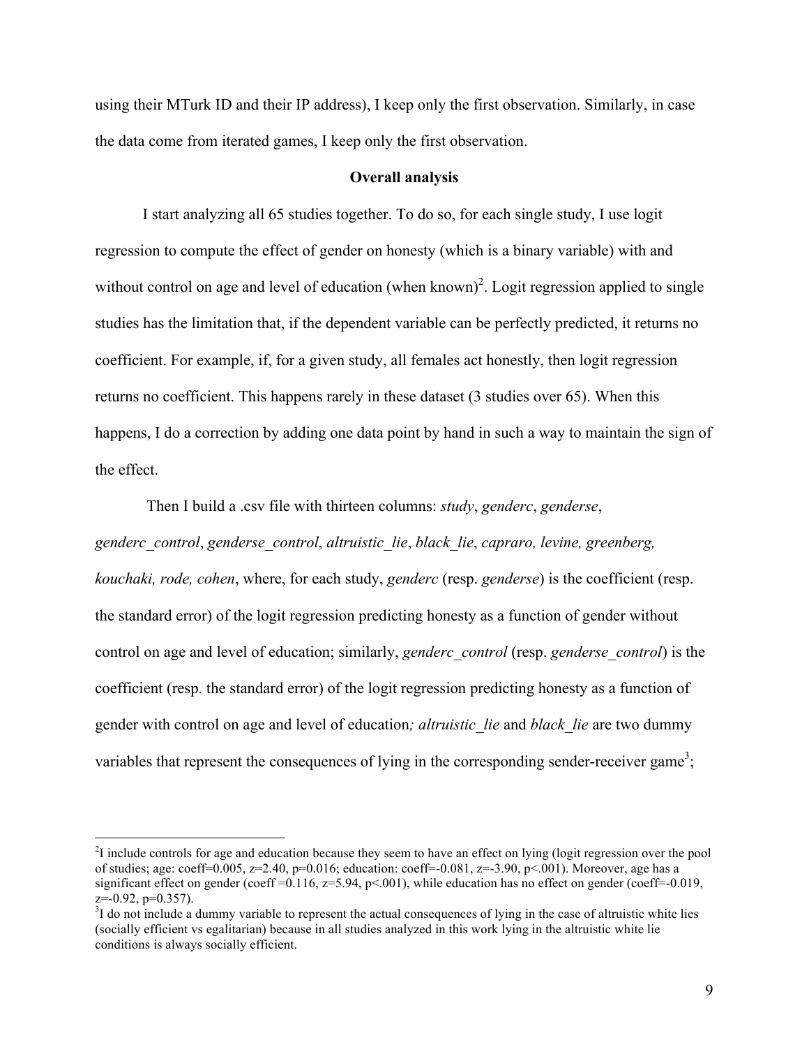using their MTurk ID and their IP address), I keep only the first observation. Similarly, in case the data come from iterated games, I keep only the first observation.

## Overall analysis

I start analyzing all 65 studies together. To do so, for each single study, I use logit regression to compute the effect of gender on honesty (which is a binary variable) with and without control on age and level of education (when known)[2]. Logit regression applied to single studies has the limitation that, if the dependent variable can be perfectly predicted, it returns no coefficient. For example, if, for a given study, all females act honestly, then logit regression returns no coefficient. This happens rarely in these dataset (3 studies over 65). When this happens, I do a correction by adding one data point by hand in such a way to maintain the sign of the effect.

Then I build a .csv file with thirteen columns: *study*, *genderc*, *genderse*, *genderc_control*, *genderse_control*, *altruistic_lie*, *black_lie*, *capraro, levine, greenberg, kouchaki, rode, cohen*, where, for each study, *genderc* (resp. *genderse*) is the coefficient (resp. the standard error) of the logit regression predicting honesty as a function of gender without control on age and level of education; similarly, *genderc_control* (resp. *genderse_control*) is the coefficient (resp. the standard error) of the logit regression predicting honesty as a function of gender with control on age and level of education*;* *altruistic_lie* and *black_lie* are two dummy variables that represent the consequences of lying in the corresponding sender-receiver game[3];

---

[2] I include controls for age and education because they seem to have an effect on lying (logit regression over the pool of studies; age: coeff=0.005, z=2.40, p=0.016; education: coeff=-0.081, z=-3.90, p<.001). Moreover, age has a significant effect on gender (coeff =0.116, z=5.94, p<.001), while education has no effect on gender (coeff=-0.019, z=-0.92, p=0.357).

[3] I do not include a dummy variable to represent the actual consequences of lying in the case of altruistic white lies (socially efficient vs egalitarian) because in all studies analyzed in this work lying in the altruistic white lie conditions is always socially efficient.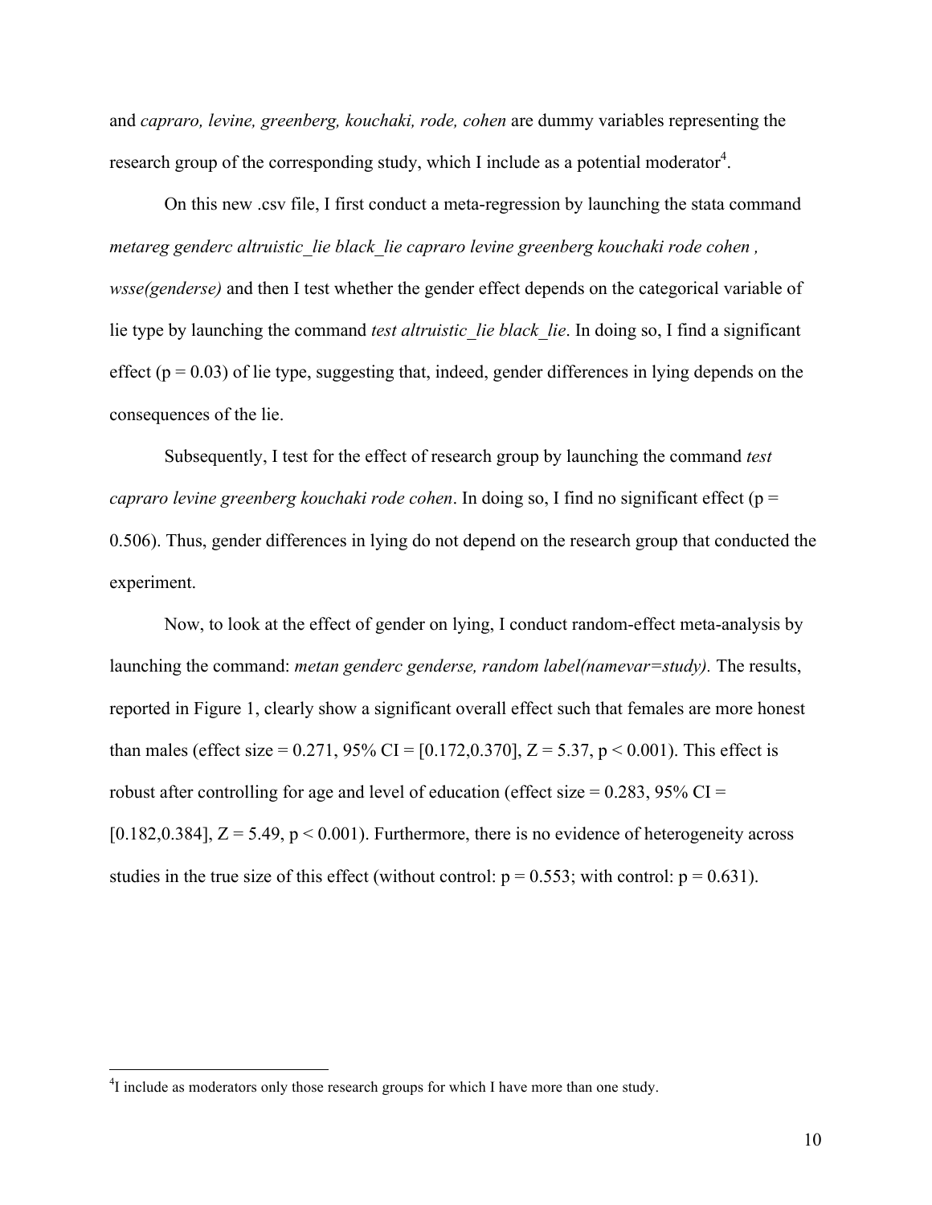and *capraro, levine, greenberg, kouchaki, rode, cohen* are dummy variables representing the research group of the corresponding study, which I include as a potential moderator[4].

On this new .csv file, I first conduct a meta-regression by launching the stata command *metareg genderc altruistic_lie black_lie capraro levine greenberg kouchaki rode cohen , wsse(genderse)* and then I test whether the gender effect depends on the categorical variable of lie type by launching the command *test altruistic_lie black_lie*. In doing so, I find a significant effect ($p = 0.03$) of lie type, suggesting that, indeed, gender differences in lying depends on the consequences of the lie.

Subsequently, I test for the effect of research group by launching the command *test capraro levine greenberg kouchaki rode cohen*. In doing so, I find no significant effect ($p = 0.506$). Thus, gender differences in lying do not depend on the research group that conducted the experiment.

Now, to look at the effect of gender on lying, I conduct random-effect meta-analysis by launching the command: *metan genderc genderse, random label(namevar=study).* The results, reported in Figure 1, clearly show a significant overall effect such that females are more honest than males (effect size = 0.271, 95% CI = [0.172,0.370], $Z = 5.37$, $p < 0.001$). This effect is robust after controlling for age and level of education (effect size = 0.283, 95% CI = [0.182,0.384], $Z = 5.49$, $p < 0.001$). Furthermore, there is no evidence of heterogeneity across studies in the true size of this effect (without control: $p = 0.553$; with control: $p = 0.631$).

[4] I include as moderators only those research groups for which I have more than one study.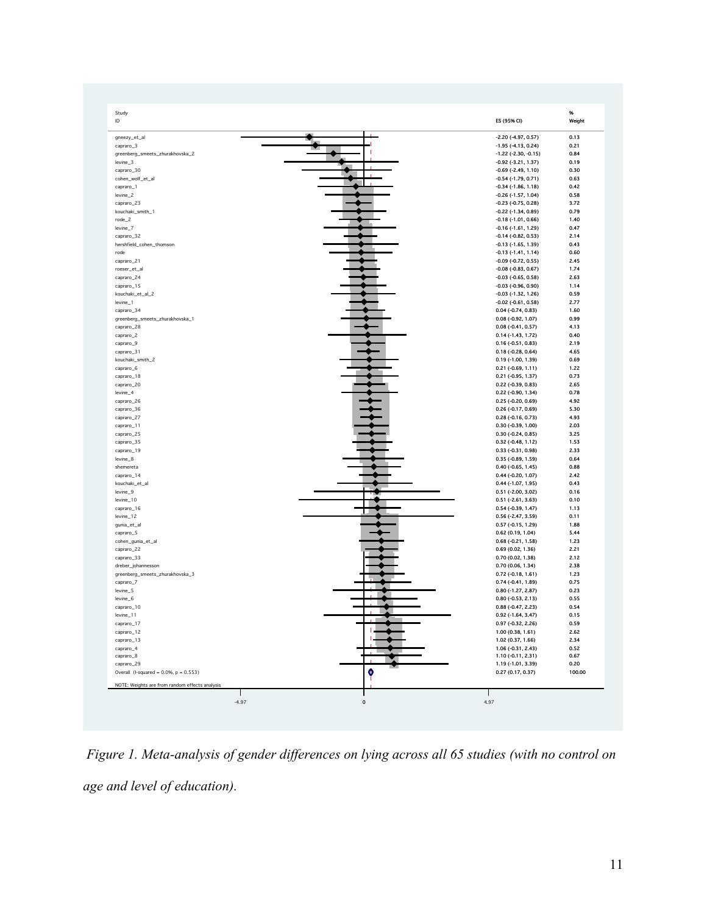| Study ID | ES (95% CI) | % Weight |
|---|---|---|
| gneezy_et_al | -2.20 (-4.97, 0.57) | 0.13 |
| capraro_3 | -1.95 (-4.13, 0.24) | 0.21 |
| greenberg_smeets_zhurakhovska_2 | -1.22 (-2.30, -0.15) | 0.84 |
| levine_3 | -0.92 (-3.21, 1.37) | 0.19 |
| capraro_30 | -0.69 (-2.49, 1.10) | 0.30 |
| cohen_wolf_et_al | -0.54 (-1.79, 0.71) | 0.63 |
| capraro_1 | -0.34 (-1.86, 1.18) | 0.42 |
| levine_2 | -0.26 (-1.57, 1.04) | 0.58 |
| capraro_23 | -0.23 (-0.75, 0.28) | 3.72 |
| kouchaki_smith_1 | -0.22 (-1.34, 0.89) | 0.79 |
| rode_2 | -0.18 (-1.01, 0.66) | 1.40 |
| levine_7 | -0.16 (-1.61, 1.29) | 0.47 |
| capraro_32 | -0.14 (-0.82, 0.53) | 2.14 |
| hershfield_cohen_thomson | -0.13 (-1.65, 1.39) | 0.43 |
| rode | -0.13 (-1.41, 1.14) | 0.60 |
| capraro_21 | -0.09 (-0.72, 0.55) | 2.45 |
| roeser_et_al | -0.08 (-0.83, 0.67) | 1.74 |
| capraro_24 | -0.03 (-0.65, 0.58) | 2.63 |
| capraro_15 | -0.03 (-0.96, 0.90) | 1.14 |
| kouchaki_et_al_2 | -0.03 (-1.32, 1.26) | 0.59 |
| levine_1 | -0.02 (-0.61, 0.58) | 2.77 |
| capraro_34 | 0.04 (-0.74, 0.83) | 1.60 |
| greenberg_smeets_zhurakhovska_1 | 0.08 (-0.92, 1.07) | 0.99 |
| capraro_28 | 0.08 (-0.41, 0.57) | 4.13 |
| capraro_2 | 0.14 (-1.43, 1.72) | 0.40 |
| capraro_9 | 0.16 (-0.51, 0.83) | 2.19 |
| capraro_31 | 0.18 (-0.28, 0.64) | 4.65 |
| kouchaki_smith_2 | 0.19 (-1.00, 1.39) | 0.69 |
| capraro_6 | 0.21 (-0.69, 1.11) | 1.22 |
| capraro_18 | 0.21 (-0.95, 1.37) | 0.73 |
| capraro_20 | 0.22 (-0.39, 0.83) | 2.65 |
| levine_4 | 0.22 (-0.90, 1.34) | 0.78 |
| capraro_26 | 0.25 (-0.20, 0.69) | 4.92 |
| capraro_36 | 0.26 (-0.17, 0.69) | 5.30 |
| capraro_27 | 0.28 (-0.16, 0.73) | 4.93 |
| capraro_11 | 0.30 (-0.39, 1.00) | 2.03 |
| capraro_25 | 0.30 (-0.24, 0.85) | 3.25 |
| capraro_35 | 0.32 (-0.48, 1.12) | 1.53 |
| capraro_19 | 0.33 (-0.31, 0.98) | 2.33 |
| levine_8 | 0.35 (-0.89, 1.59) | 0.64 |
| shemereta | 0.40 (-0.65, 1.45) | 0.88 |
| capraro_14 | 0.44 (-0.20, 1.07) | 2.42 |
| kouchaki_et_al | 0.44 (-1.07, 1.95) | 0.43 |
| levine_9 | 0.51 (-2.00, 3.02) | 0.16 |
| levine_10 | 0.51 (-2.61, 3.63) | 0.10 |
| capraro_16 | 0.54 (-0.39, 1.47) | 1.13 |
| levine_12 | 0.56 (-2.47, 3.59) | 0.11 |
| gunia_et_al | 0.57 (-0.15, 1.29) | 1.88 |
| capraro_5 | 0.62 (0.19, 1.04) | 5.44 |
| cohen_gunia_et_al | 0.68 (-0.21, 1.58) | 1.23 |
| capraro_22 | 0.69 (0.02, 1.36) | 2.21 |
| capraro_33 | 0.70 (0.02, 1.38) | 2.12 |
| dreber_johannesson | 0.70 (0.06, 1.34) | 2.38 |
| greenberg_smeets_zhurakhovska_3 | 0.72 (-0.18, 1.61) | 1.23 |
| capraro_7 | 0.74 (-0.41, 1.89) | 0.75 |
| levine_5 | 0.80 (-1.27, 2.87) | 0.23 |
| levine_6 | 0.80 (-0.53, 2.13) | 0.55 |
| capraro_10 | 0.88 (-0.47, 2.23) | 0.54 |
| levine_11 | 0.92 (-1.64, 3.47) | 0.15 |
| capraro_17 | 0.97 (-0.32, 2.26) | 0.59 |
| capraro_12 | 1.00 (0.38, 1.61) | 2.62 |
| capraro_13 | 1.02 (0.37, 1.66) | 2.34 |
| capraro_4 | 1.06 (-0.31, 2.43) | 0.52 |
| capraro_8 | 1.10 (-0.11, 2.31) | 0.67 |
| capraro_29 | 1.19 (-1.01, 3.39) | 0.20 |
| Overall (I-squared = 0.0%, p = 0.553) | 0.27 (0.17, 0.37) | 100.00 |

NOTE: Weights are from random effects analysis

*Figure 1. Meta-analysis of gender differences on lying across all 65 studies (with no control on age and level of education).*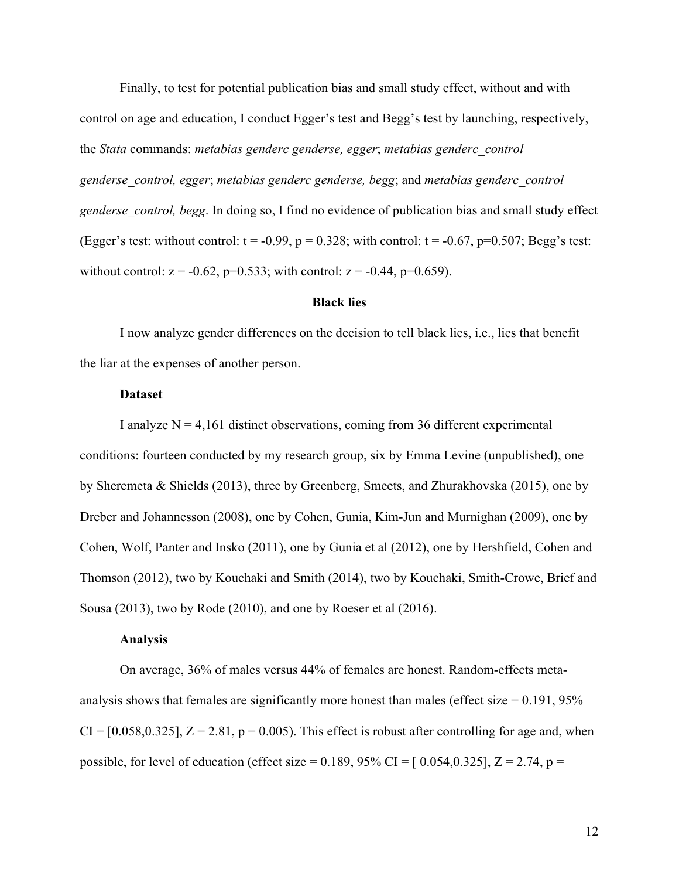Finally, to test for potential publication bias and small study effect, without and with control on age and education, I conduct Egger's test and Begg's test by launching, respectively, the *Stata* commands: *metabias genderc genderse, egger*; *metabias genderc_control genderse_control, egger*; *metabias genderc genderse, begg*; and *metabias genderc_control genderse_control, begg*. In doing so, I find no evidence of publication bias and small study effect (Egger's test: without control: $t = -0.99$, $p = 0.328$; with control: $t = -0.67$, $p=0.507$; Begg's test: without control: $z = -0.62$, $p=0.533$; with control: $z = -0.44$, $p=0.659$).

## Black lies

I now analyze gender differences on the decision to tell black lies, i.e., lies that benefit the liar at the expenses of another person.

### Dataset

I analyze $N = 4{,}161$ distinct observations, coming from 36 different experimental conditions: fourteen conducted by my research group, six by Emma Levine (unpublished), one by Sheremeta & Shields (2013), three by Greenberg, Smeets, and Zhurakhovska (2015), one by Dreber and Johannesson (2008), one by Cohen, Gunia, Kim-Jun and Murnighan (2009), one by Cohen, Wolf, Panter and Insko (2011), one by Gunia et al (2012), one by Hershfield, Cohen and Thomson (2012), two by Kouchaki and Smith (2014), two by Kouchaki, Smith-Crowe, Brief and Sousa (2013), two by Rode (2010), and one by Roeser et al (2016).

### Analysis

On average, 36% of males versus 44% of females are honest. Random-effects meta-analysis shows that females are significantly more honest than males (effect size = 0.191, 95% CI = [0.058,0.325], $Z = 2.81$, $p = 0.005$). This effect is robust after controlling for age and, when possible, for level of education (effect size = 0.189, 95% CI = [ 0.054,0.325], $Z = 2.74$, $p =$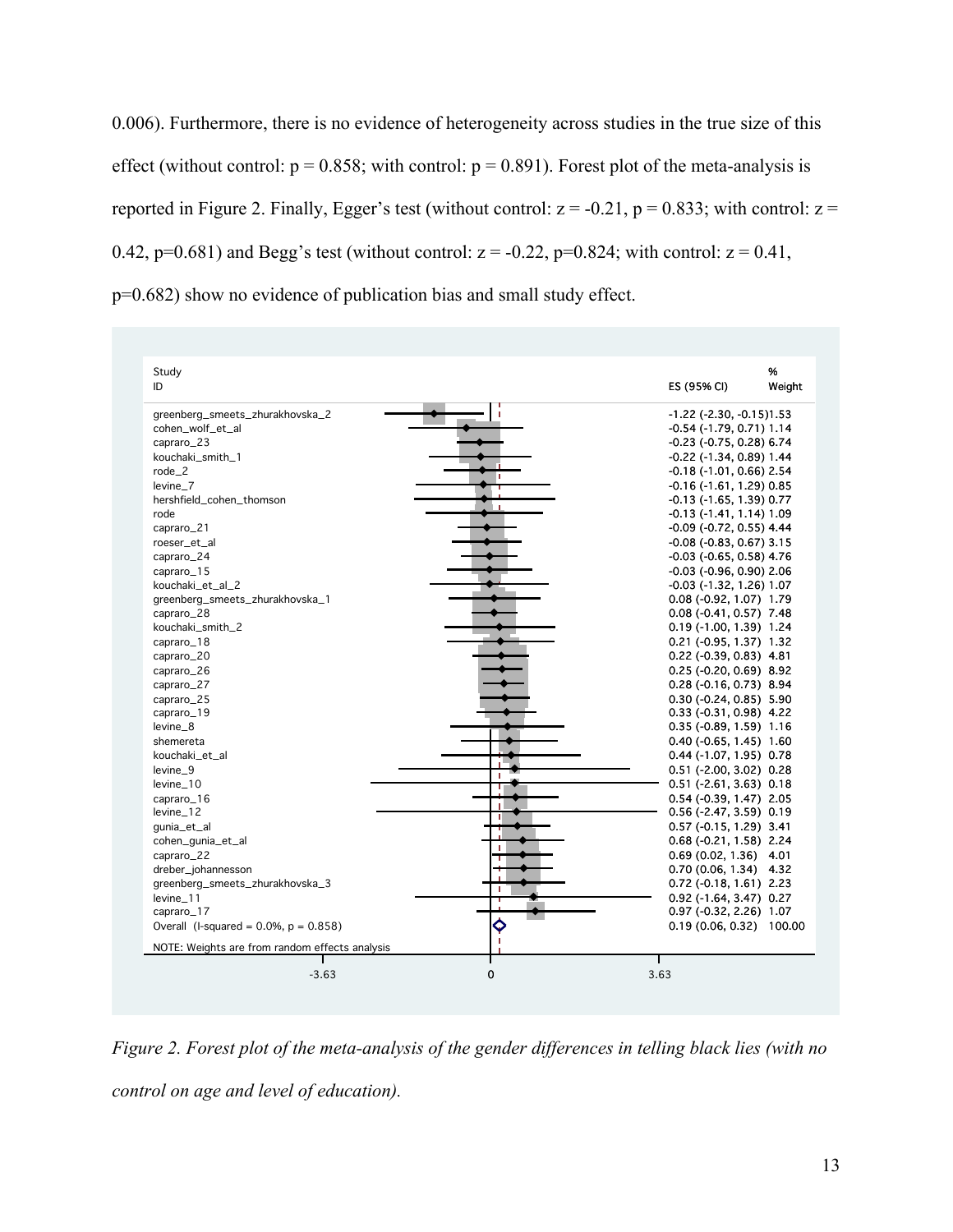0.006). Furthermore, there is no evidence of heterogeneity across studies in the true size of this effect (without control: $p = 0.858$; with control: $p = 0.891$). Forest plot of the meta-analysis is reported in Figure 2. Finally, Egger's test (without control: $z = -0.21$, $p = 0.833$; with control: $z = 0.42$, $p=0.681$) and Begg's test (without control: $z = -0.22$, $p=0.824$; with control: $z = 0.41$, $p=0.682$) show no evidence of publication bias and small study effect.

| Study ID | ES (95% CI) | % Weight |
|---|---|---|
| greenberg_smeets_zhurakhovska_2 | -1.22 (-2.30, -0.15) | 1.53 |
| cohen_wolf_et_al | -0.54 (-1.79, 0.71) | 1.14 |
| capraro_23 | -0.23 (-0.75, 0.28) | 6.74 |
| kouchaki_smith_1 | -0.22 (-1.34, 0.89) | 1.44 |
| rode_2 | -0.18 (-1.01, 0.66) | 2.54 |
| levine_7 | -0.16 (-1.61, 1.29) | 0.85 |
| hershfield_cohen_thomson | -0.13 (-1.65, 1.39) | 0.77 |
| rode | -0.13 (-1.41, 1.14) | 1.09 |
| capraro_21 | -0.09 (-0.72, 0.55) | 4.44 |
| roeser_et_al | -0.08 (-0.83, 0.67) | 3.15 |
| capraro_24 | -0.03 (-0.65, 0.58) | 4.76 |
| capraro_15 | -0.03 (-0.96, 0.90) | 2.06 |
| kouchaki_et_al_2 | -0.03 (-1.32, 1.26) | 1.07 |
| greenberg_smeets_zhurakhovska_1 | 0.08 (-0.92, 1.07) | 1.79 |
| capraro_28 | 0.08 (-0.41, 0.57) | 7.48 |
| kouchaki_smith_2 | 0.19 (-1.00, 1.39) | 1.24 |
| capraro_18 | 0.21 (-0.95, 1.37) | 1.32 |
| capraro_20 | 0.22 (-0.39, 0.83) | 4.81 |
| capraro_26 | 0.25 (-0.20, 0.69) | 8.92 |
| capraro_27 | 0.28 (-0.16, 0.73) | 8.94 |
| capraro_25 | 0.30 (-0.24, 0.85) | 5.90 |
| capraro_19 | 0.33 (-0.31, 0.98) | 4.22 |
| levine_8 | 0.35 (-0.89, 1.59) | 1.16 |
| shemereta | 0.40 (-0.65, 1.45) | 1.60 |
| kouchaki_et_al | 0.44 (-1.07, 1.95) | 0.78 |
| levine_9 | 0.51 (-2.00, 3.02) | 0.28 |
| levine_10 | 0.51 (-2.61, 3.63) | 0.18 |
| capraro_16 | 0.54 (-0.39, 1.47) | 2.05 |
| levine_12 | 0.56 (-2.47, 3.59) | 0.19 |
| gunia_et_al | 0.57 (-0.15, 1.29) | 3.41 |
| cohen_gunia_et_al | 0.68 (-0.21, 1.58) | 2.24 |
| capraro_22 | 0.69 (0.02, 1.36) | 4.01 |
| dreber_johannesson | 0.70 (0.06, 1.34) | 4.32 |
| greenberg_smeets_zhurakhovska_3 | 0.72 (-0.18, 1.61) | 2.23 |
| levine_11 | 0.92 (-1.64, 3.47) | 0.27 |
| capraro_17 | 0.97 (-0.32, 2.26) | 1.07 |
| Overall (I-squared = 0.0%, p = 0.858) | 0.19 (0.06, 0.32) | 100.00 |

NOTE: Weights are from random effects analysis

Axis: -3.63, 0, 3.63

*Figure 2. Forest plot of the meta-analysis of the gender differences in telling black lies (with no control on age and level of education).*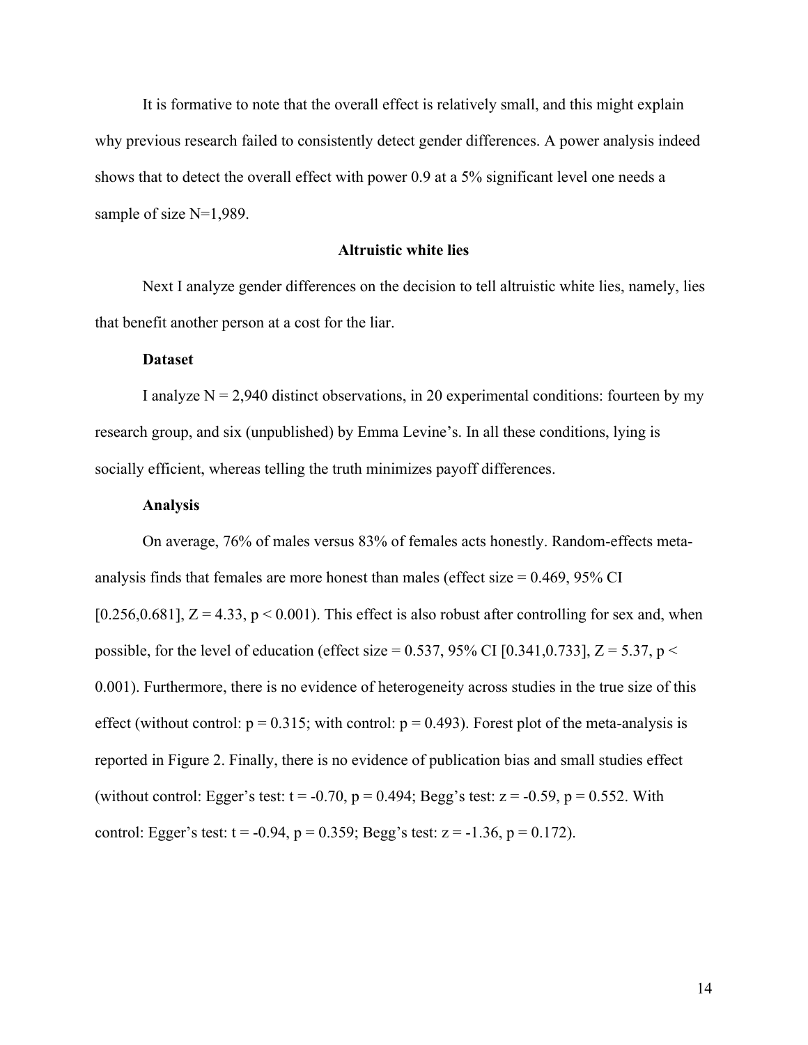It is formative to note that the overall effect is relatively small, and this might explain why previous research failed to consistently detect gender differences. A power analysis indeed shows that to detect the overall effect with power 0.9 at a 5% significant level one needs a sample of size N=1,989.

## Altruistic white lies

Next I analyze gender differences on the decision to tell altruistic white lies, namely, lies that benefit another person at a cost for the liar.

### Dataset

I analyze N = 2,940 distinct observations, in 20 experimental conditions: fourteen by my research group, and six (unpublished) by Emma Levine's. In all these conditions, lying is socially efficient, whereas telling the truth minimizes payoff differences.

### Analysis

On average, 76% of males versus 83% of females acts honestly. Random-effects meta-analysis finds that females are more honest than males (effect size = 0.469, 95% CI [0.256,0.681], $Z = 4.33$, $p < 0.001$). This effect is also robust after controlling for sex and, when possible, for the level of education (effect size = 0.537, 95% CI [0.341,0.733], $Z = 5.37$, $p < 0.001$). Furthermore, there is no evidence of heterogeneity across studies in the true size of this effect (without control: $p = 0.315$; with control: $p = 0.493$). Forest plot of the meta-analysis is reported in Figure 2. Finally, there is no evidence of publication bias and small studies effect (without control: Egger's test: $t = -0.70$, $p = 0.494$; Begg's test: $z = -0.59$, $p = 0.552$. With control: Egger's test: $t = -0.94$, $p = 0.359$; Begg's test: $z = -1.36$, $p = 0.172$).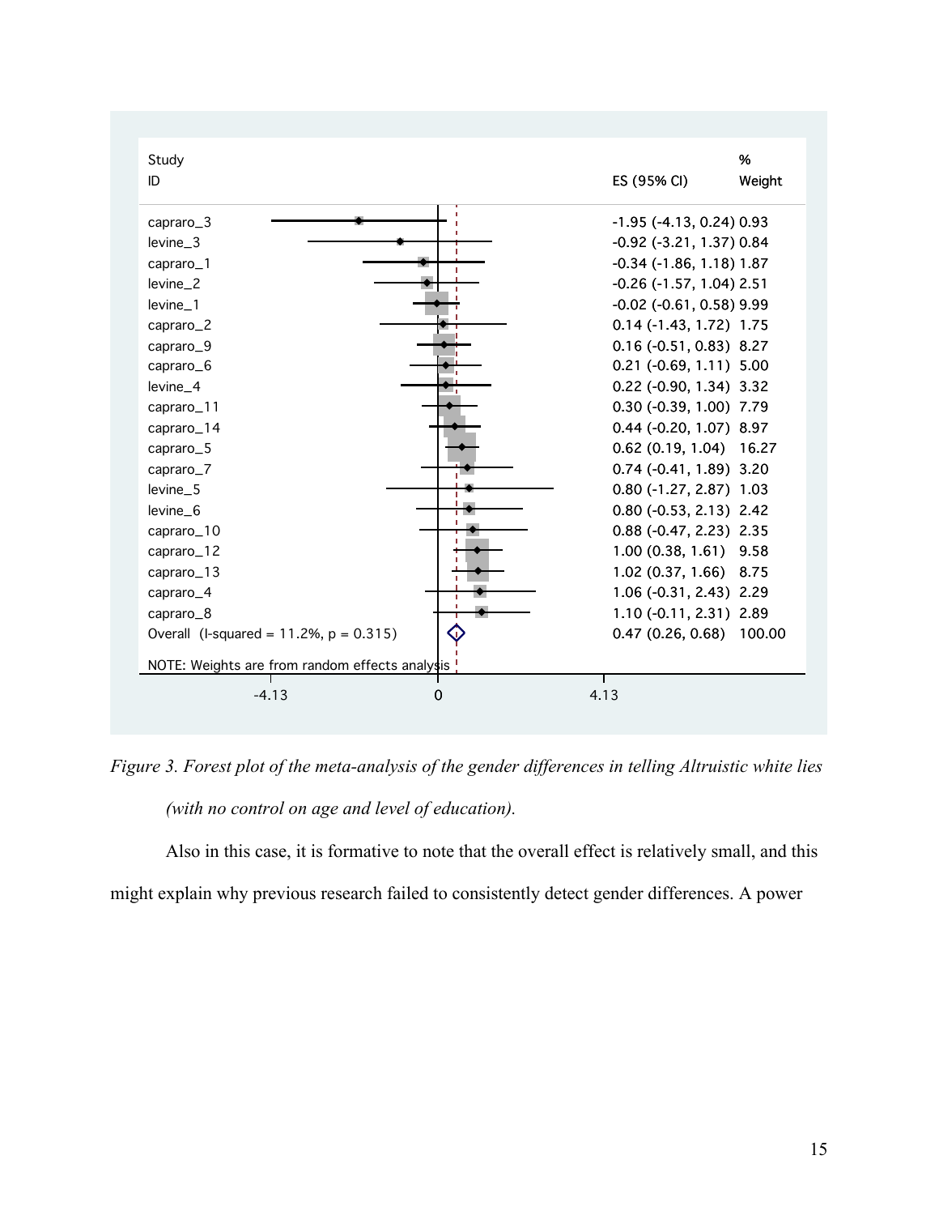| Study ID | ES (95% CI) | % Weight |
|---|---|---|
| capraro_3 | -1.95 (-4.13, 0.24) | 0.93 |
| levine_3 | -0.92 (-3.21, 1.37) | 0.84 |
| capraro_1 | -0.34 (-1.86, 1.18) | 1.87 |
| levine_2 | -0.26 (-1.57, 1.04) | 2.51 |
| levine_1 | -0.02 (-0.61, 0.58) | 9.99 |
| capraro_2 | 0.14 (-1.43, 1.72) | 1.75 |
| capraro_9 | 0.16 (-0.51, 0.83) | 8.27 |
| capraro_6 | 0.21 (-0.69, 1.11) | 5.00 |
| levine_4 | 0.22 (-0.90, 1.34) | 3.32 |
| capraro_11 | 0.30 (-0.39, 1.00) | 7.79 |
| capraro_14 | 0.44 (-0.20, 1.07) | 8.97 |
| capraro_5 | 0.62 (0.19, 1.04) | 16.27 |
| capraro_7 | 0.74 (-0.41, 1.89) | 3.20 |
| levine_5 | 0.80 (-1.27, 2.87) | 1.03 |
| levine_6 | 0.80 (-0.53, 2.13) | 2.42 |
| capraro_10 | 0.88 (-0.47, 2.23) | 2.35 |
| capraro_12 | 1.00 (0.38, 1.61) | 9.58 |
| capraro_13 | 1.02 (0.37, 1.66) | 8.75 |
| capraro_4 | 1.06 (-0.31, 2.43) | 2.29 |
| capraro_8 | 1.10 (-0.11, 2.31) | 2.89 |
| Overall (I-squared = 11.2%, p = 0.315) | 0.47 (0.26, 0.68) | 100.00 |

NOTE: Weights are from random effects analysis

-4.13 0 4.13

*Figure 3. Forest plot of the meta-analysis of the gender differences in telling Altruistic white lies (with no control on age and level of education).*

Also in this case, it is formative to note that the overall effect is relatively small, and this might explain why previous research failed to consistently detect gender differences. A power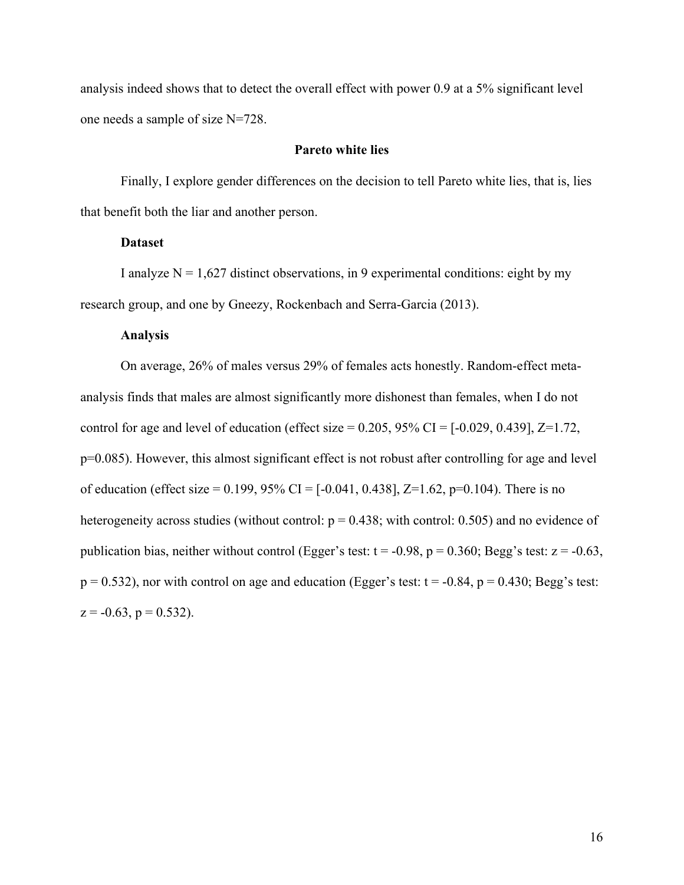analysis indeed shows that to detect the overall effect with power 0.9 at a 5% significant level one needs a sample of size N=728.

## Pareto white lies

Finally, I explore gender differences on the decision to tell Pareto white lies, that is, lies that benefit both the liar and another person.

### Dataset

I analyze N = 1,627 distinct observations, in 9 experimental conditions: eight by my research group, and one by Gneezy, Rockenbach and Serra-Garcia (2013).

### Analysis

On average, 26% of males versus 29% of females acts honestly. Random-effect meta-analysis finds that males are almost significantly more dishonest than females, when I do not control for age and level of education (effect size = 0.205, 95% CI = [-0.029, 0.439], Z=1.72, p=0.085). However, this almost significant effect is not robust after controlling for age and level of education (effect size = 0.199, 95% CI = [-0.041, 0.438], Z=1.62, p=0.104). There is no heterogeneity across studies (without control: p = 0.438; with control: 0.505) and no evidence of publication bias, neither without control (Egger's test: t = -0.98, p = 0.360; Begg's test: z = -0.63, p = 0.532), nor with control on age and education (Egger's test: t = -0.84, p = 0.430; Begg's test: z = -0.63, p = 0.532).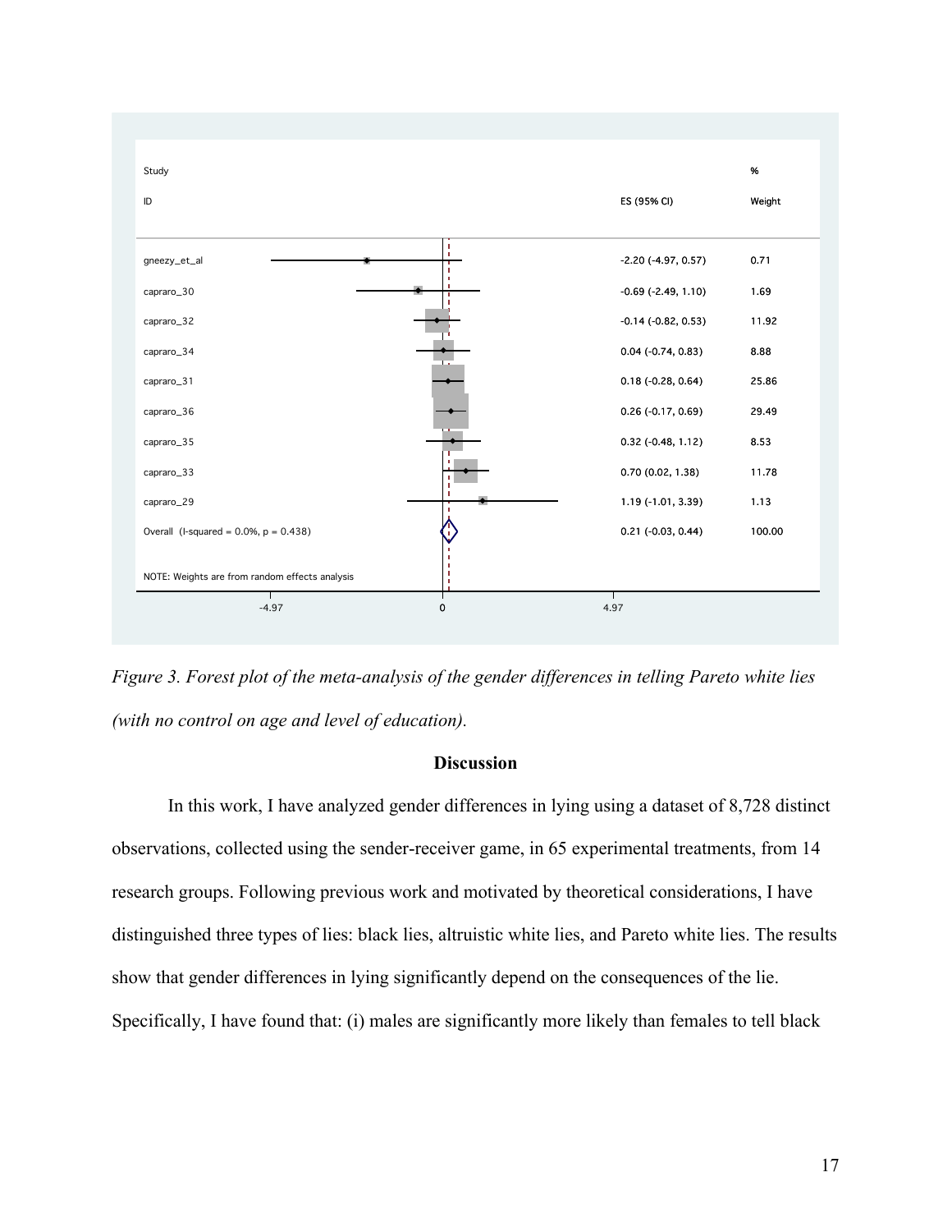| Study ID | ES (95% CI) | % Weight |
|---|---|---|
| gneezy_et_al | -2.20 (-4.97, 0.57) | 0.71 |
| capraro_30 | -0.69 (-2.49, 1.10) | 1.69 |
| capraro_32 | -0.14 (-0.82, 0.53) | 11.92 |
| capraro_34 | 0.04 (-0.74, 0.83) | 8.88 |
| capraro_31 | 0.18 (-0.28, 0.64) | 25.86 |
| capraro_36 | 0.26 (-0.17, 0.69) | 29.49 |
| capraro_35 | 0.32 (-0.48, 1.12) | 8.53 |
| capraro_33 | 0.70 (0.02, 1.38) | 11.78 |
| capraro_29 | 1.19 (-1.01, 3.39) | 1.13 |
| Overall (I-squared = 0.0%, p = 0.438) | 0.21 (-0.03, 0.44) | 100.00 |

NOTE: Weights are from random effects analysis

*Figure 3. Forest plot of the meta-analysis of the gender differences in telling Pareto white lies (with no control on age and level of education).*

## Discussion

In this work, I have analyzed gender differences in lying using a dataset of 8,728 distinct observations, collected using the sender-receiver game, in 65 experimental treatments, from 14 research groups. Following previous work and motivated by theoretical considerations, I have distinguished three types of lies: black lies, altruistic white lies, and Pareto white lies. The results show that gender differences in lying significantly depend on the consequences of the lie. Specifically, I have found that: (i) males are significantly more likely than females to tell black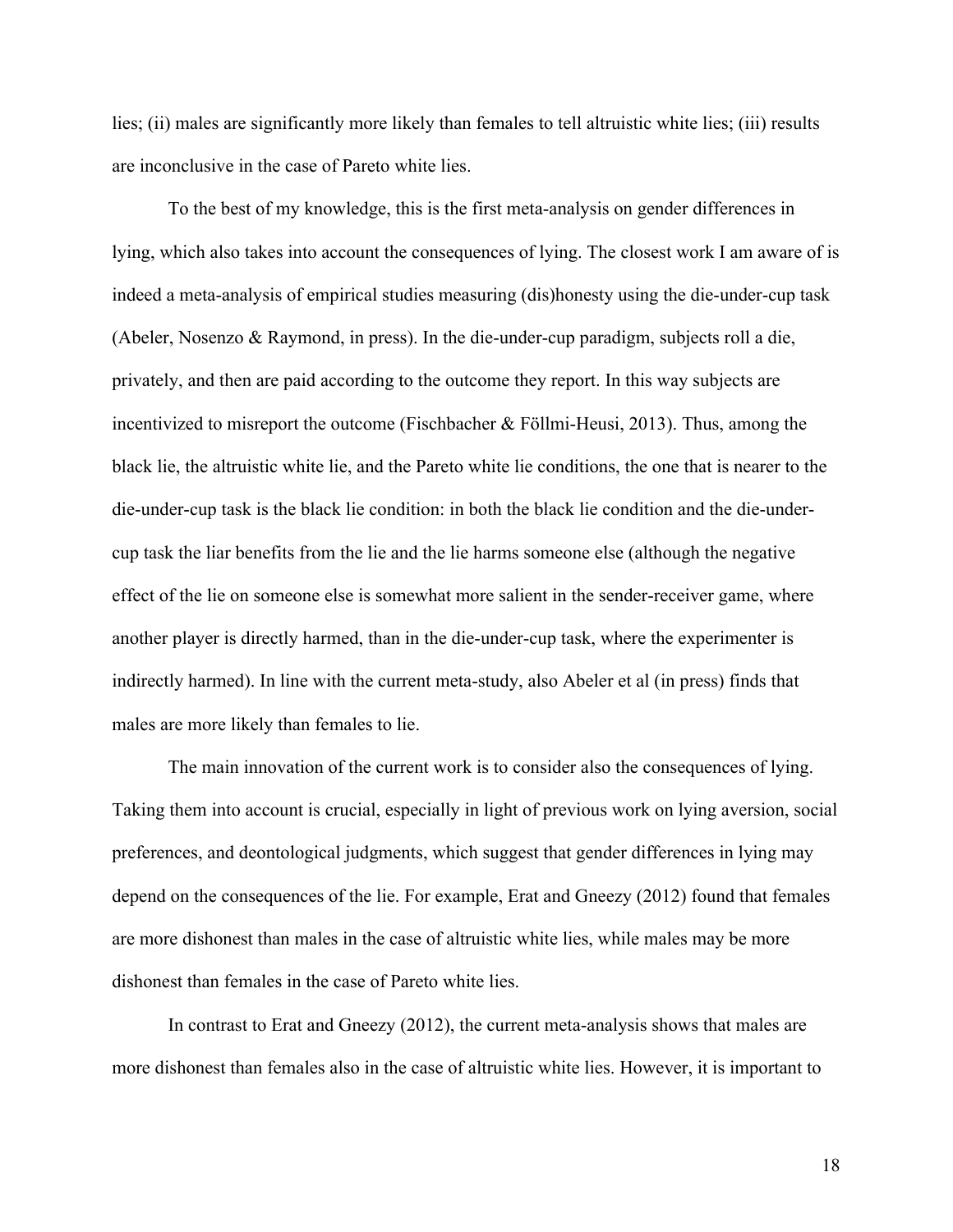lies; (ii) males are significantly more likely than females to tell altruistic white lies; (iii) results are inconclusive in the case of Pareto white lies.

To the best of my knowledge, this is the first meta-analysis on gender differences in lying, which also takes into account the consequences of lying. The closest work I am aware of is indeed a meta-analysis of empirical studies measuring (dis)honesty using the die-under-cup task (Abeler, Nosenzo & Raymond, in press). In the die-under-cup paradigm, subjects roll a die, privately, and then are paid according to the outcome they report. In this way subjects are incentivized to misreport the outcome (Fischbacher & Föllmi-Heusi, 2013). Thus, among the black lie, the altruistic white lie, and the Pareto white lie conditions, the one that is nearer to the die-under-cup task is the black lie condition: in both the black lie condition and the die-under-cup task the liar benefits from the lie and the lie harms someone else (although the negative effect of the lie on someone else is somewhat more salient in the sender-receiver game, where another player is directly harmed, than in the die-under-cup task, where the experimenter is indirectly harmed). In line with the current meta-study, also Abeler et al (in press) finds that males are more likely than females to lie.

The main innovation of the current work is to consider also the consequences of lying. Taking them into account is crucial, especially in light of previous work on lying aversion, social preferences, and deontological judgments, which suggest that gender differences in lying may depend on the consequences of the lie. For example, Erat and Gneezy (2012) found that females are more dishonest than males in the case of altruistic white lies, while males may be more dishonest than females in the case of Pareto white lies.

In contrast to Erat and Gneezy (2012), the current meta-analysis shows that males are more dishonest than females also in the case of altruistic white lies. However, it is important to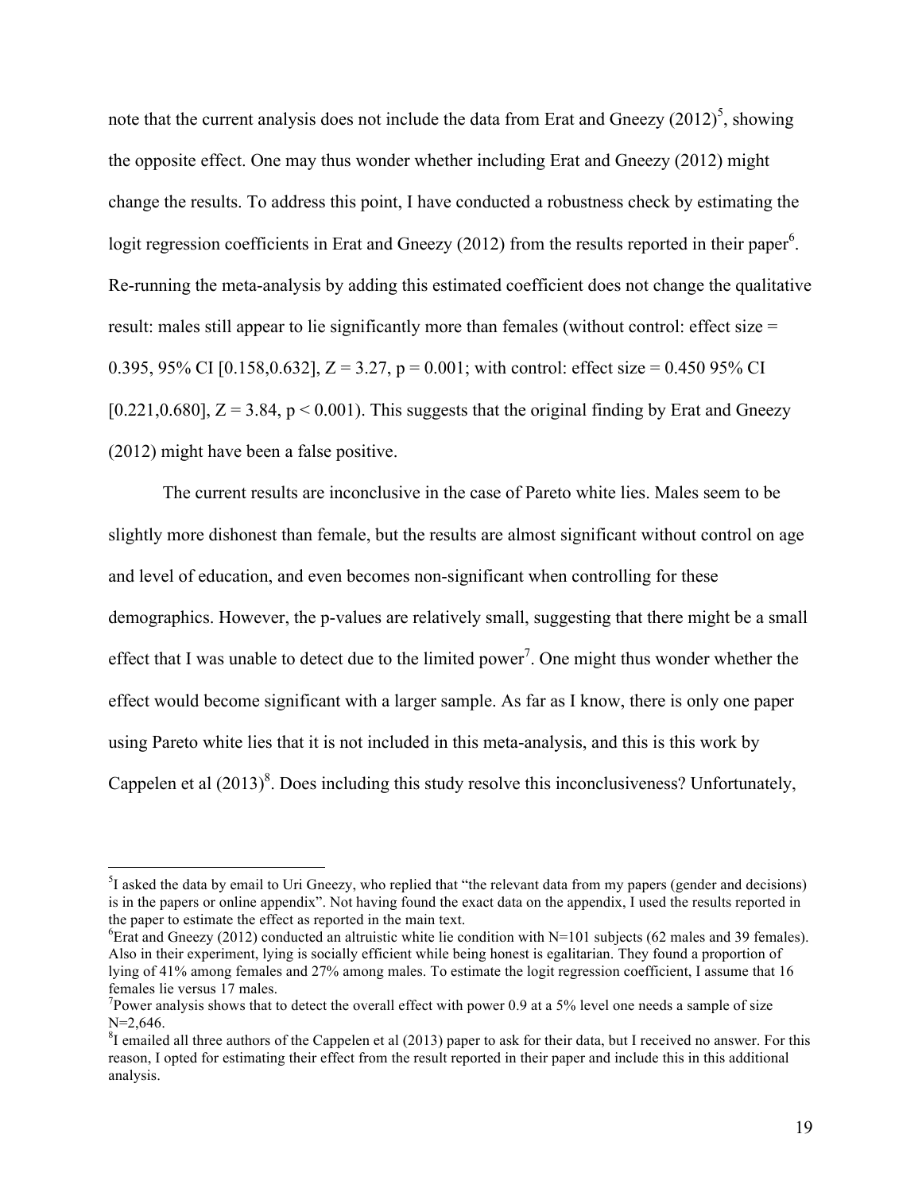note that the current analysis does not include the data from Erat and Gneezy (2012)[5], showing the opposite effect. One may thus wonder whether including Erat and Gneezy (2012) might change the results. To address this point, I have conducted a robustness check by estimating the logit regression coefficients in Erat and Gneezy (2012) from the results reported in their paper[6]. Re-running the meta-analysis by adding this estimated coefficient does not change the qualitative result: males still appear to lie significantly more than females (without control: effect size = 0.395, 95% CI [0.158,0.632], $Z = 3.27$, $p = 0.001$; with control: effect size = 0.450 95% CI [0.221,0.680], $Z = 3.84$, $p < 0.001$). This suggests that the original finding by Erat and Gneezy (2012) might have been a false positive.

The current results are inconclusive in the case of Pareto white lies. Males seem to be slightly more dishonest than female, but the results are almost significant without control on age and level of education, and even becomes non-significant when controlling for these demographics. However, the p-values are relatively small, suggesting that there might be a small effect that I was unable to detect due to the limited power[7]. One might thus wonder whether the effect would become significant with a larger sample. As far as I know, there is only one paper using Pareto white lies that it is not included in this meta-analysis, and this is this work by Cappelen et al (2013)[8]. Does including this study resolve this inconclusiveness? Unfortunately,

---

[5] I asked the data by email to Uri Gneezy, who replied that "the relevant data from my papers (gender and decisions) is in the papers or online appendix". Not having found the exact data on the appendix, I used the results reported in the paper to estimate the effect as reported in the main text.

[6] Erat and Gneezy (2012) conducted an altruistic white lie condition with N=101 subjects (62 males and 39 females). Also in their experiment, lying is socially efficient while being honest is egalitarian. They found a proportion of lying of 41% among females and 27% among males. To estimate the logit regression coefficient, I assume that 16 females lie versus 17 males.

[7] Power analysis shows that to detect the overall effect with power 0.9 at a 5% level one needs a sample of size N=2,646.

[8] I emailed all three authors of the Cappelen et al (2013) paper to ask for their data, but I received no answer. For this reason, I opted for estimating their effect from the result reported in their paper and include this in this additional analysis.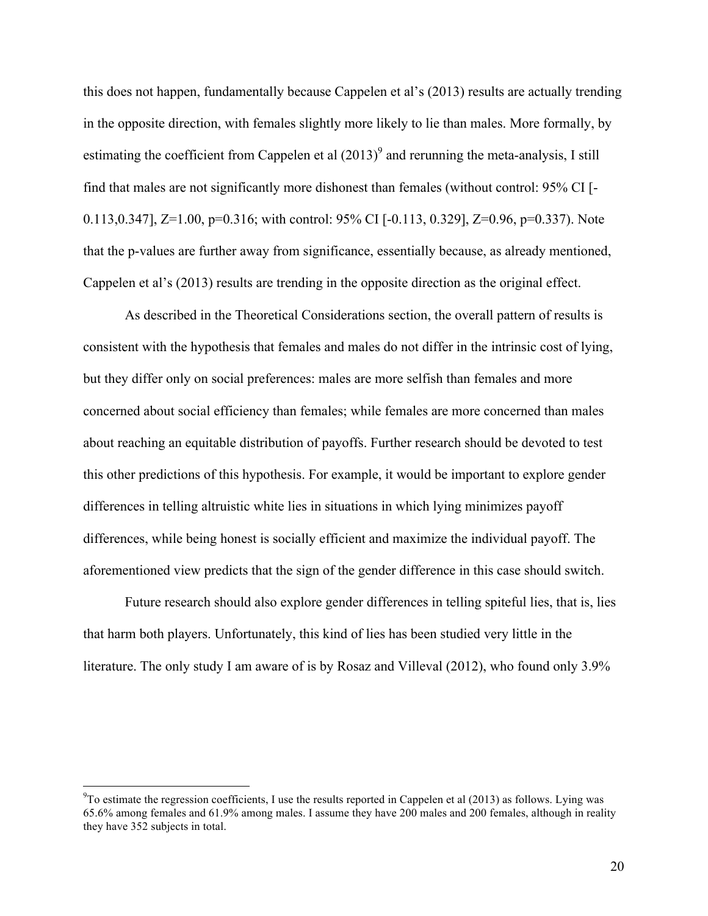this does not happen, fundamentally because Cappelen et al's (2013) results are actually trending in the opposite direction, with females slightly more likely to lie than males. More formally, by estimating the coefficient from Cappelen et al (2013)[9] and rerunning the meta-analysis, I still find that males are not significantly more dishonest than females (without control: 95% CI [-0.113,0.347], Z=1.00, p=0.316; with control: 95% CI [-0.113, 0.329], Z=0.96, p=0.337). Note that the p-values are further away from significance, essentially because, as already mentioned, Cappelen et al's (2013) results are trending in the opposite direction as the original effect.

As described in the Theoretical Considerations section, the overall pattern of results is consistent with the hypothesis that females and males do not differ in the intrinsic cost of lying, but they differ only on social preferences: males are more selfish than females and more concerned about social efficiency than females; while females are more concerned than males about reaching an equitable distribution of payoffs. Further research should be devoted to test this other predictions of this hypothesis. For example, it would be important to explore gender differences in telling altruistic white lies in situations in which lying minimizes payoff differences, while being honest is socially efficient and maximize the individual payoff. The aforementioned view predicts that the sign of the gender difference in this case should switch.

Future research should also explore gender differences in telling spiteful lies, that is, lies that harm both players. Unfortunately, this kind of lies has been studied very little in the literature. The only study I am aware of is by Rosaz and Villeval (2012), who found only 3.9%

---

[9] To estimate the regression coefficients, I use the results reported in Cappelen et al (2013) as follows. Lying was 65.6% among females and 61.9% among males. I assume they have 200 males and 200 females, although in reality they have 352 subjects in total.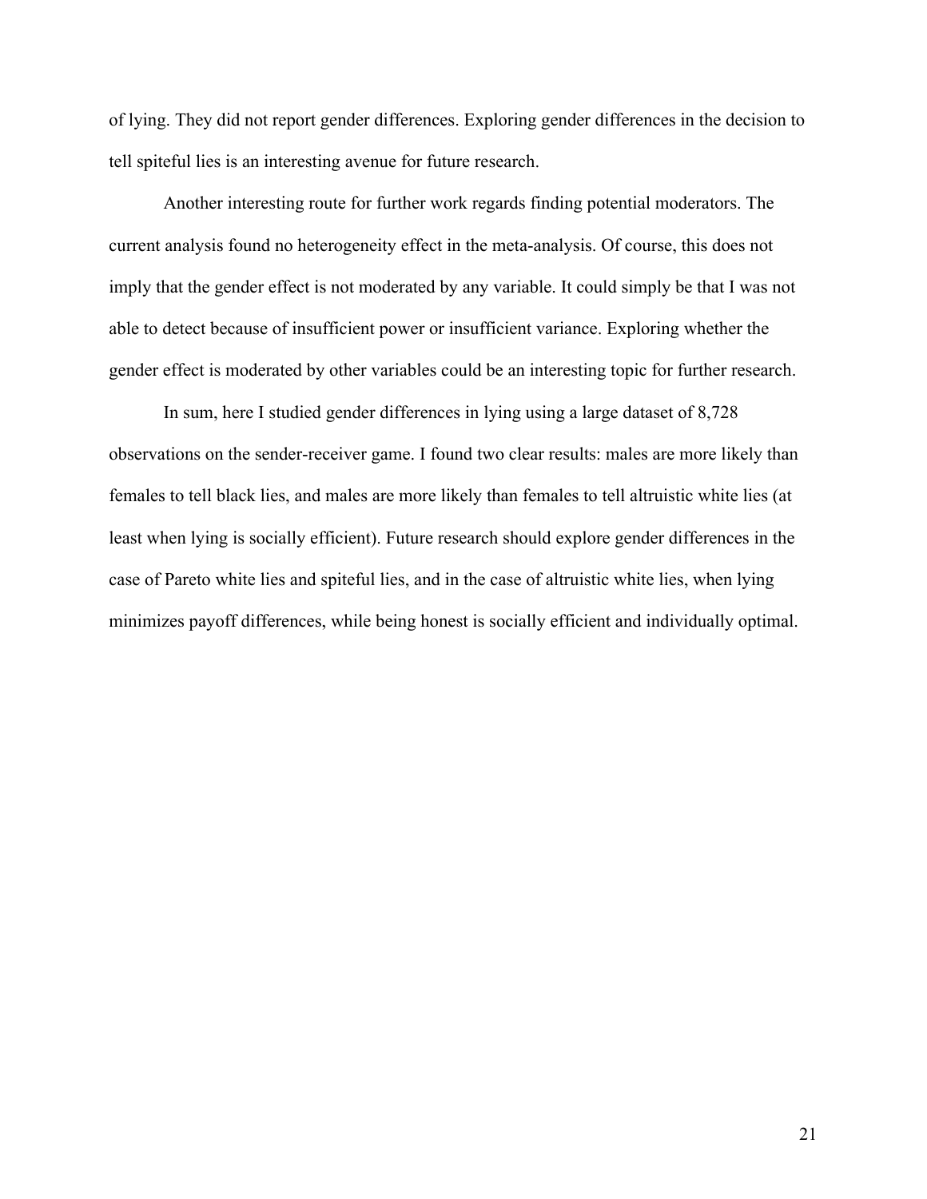of lying. They did not report gender differences. Exploring gender differences in the decision to tell spiteful lies is an interesting avenue for future research.

Another interesting route for further work regards finding potential moderators. The current analysis found no heterogeneity effect in the meta-analysis. Of course, this does not imply that the gender effect is not moderated by any variable. It could simply be that I was not able to detect because of insufficient power or insufficient variance. Exploring whether the gender effect is moderated by other variables could be an interesting topic for further research.

In sum, here I studied gender differences in lying using a large dataset of 8,728 observations on the sender-receiver game. I found two clear results: males are more likely than females to tell black lies, and males are more likely than females to tell altruistic white lies (at least when lying is socially efficient). Future research should explore gender differences in the case of Pareto white lies and spiteful lies, and in the case of altruistic white lies, when lying minimizes payoff differences, while being honest is socially efficient and individually optimal.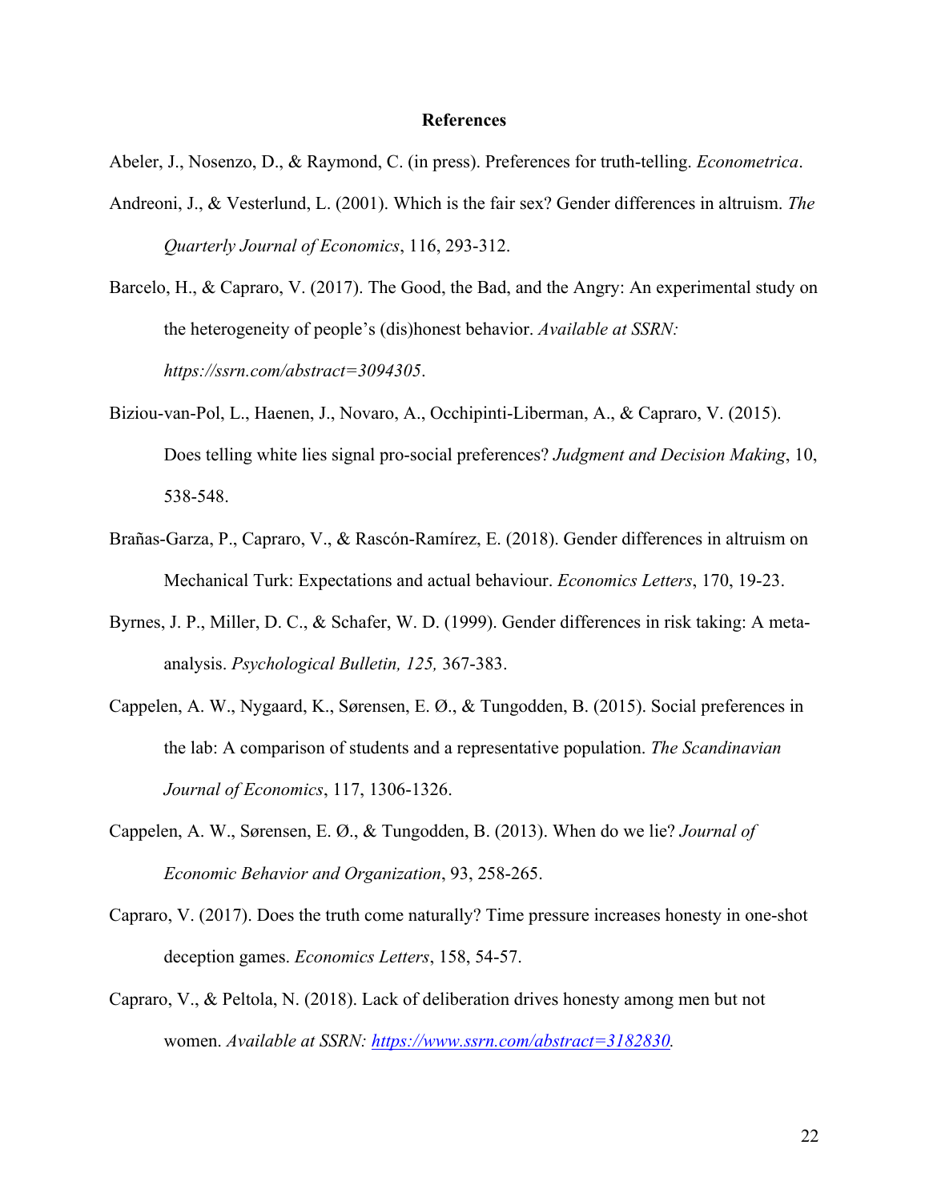# References

Abeler, J., Nosenzo, D., & Raymond, C. (in press). Preferences for truth-telling. *Econometrica*.

Andreoni, J., & Vesterlund, L. (2001). Which is the fair sex? Gender differences in altruism. *The Quarterly Journal of Economics*, 116, 293-312.

Barcelo, H., & Capraro, V. (2017). The Good, the Bad, and the Angry: An experimental study on the heterogeneity of people's (dis)honest behavior. *Available at SSRN: https://ssrn.com/abstract=3094305*.

Biziou-van-Pol, L., Haenen, J., Novaro, A., Occhipinti-Liberman, A., & Capraro, V. (2015). Does telling white lies signal pro-social preferences? *Judgment and Decision Making*, 10, 538-548.

Brañas-Garza, P., Capraro, V., & Rascón-Ramírez, E. (2018). Gender differences in altruism on Mechanical Turk: Expectations and actual behaviour. *Economics Letters*, 170, 19-23.

Byrnes, J. P., Miller, D. C., & Schafer, W. D. (1999). Gender differences in risk taking: A meta-analysis. *Psychological Bulletin, 125,* 367-383.

Cappelen, A. W., Nygaard, K., Sørensen, E. Ø., & Tungodden, B. (2015). Social preferences in the lab: A comparison of students and a representative population. *The Scandinavian Journal of Economics*, 117, 1306-1326.

Cappelen, A. W., Sørensen, E. Ø., & Tungodden, B. (2013). When do we lie? *Journal of Economic Behavior and Organization*, 93, 258-265.

Capraro, V. (2017). Does the truth come naturally? Time pressure increases honesty in one-shot deception games. *Economics Letters*, 158, 54-57.

Capraro, V., & Peltola, N. (2018). Lack of deliberation drives honesty among men but not women. *Available at SSRN: https://www.ssrn.com/abstract=3182830.*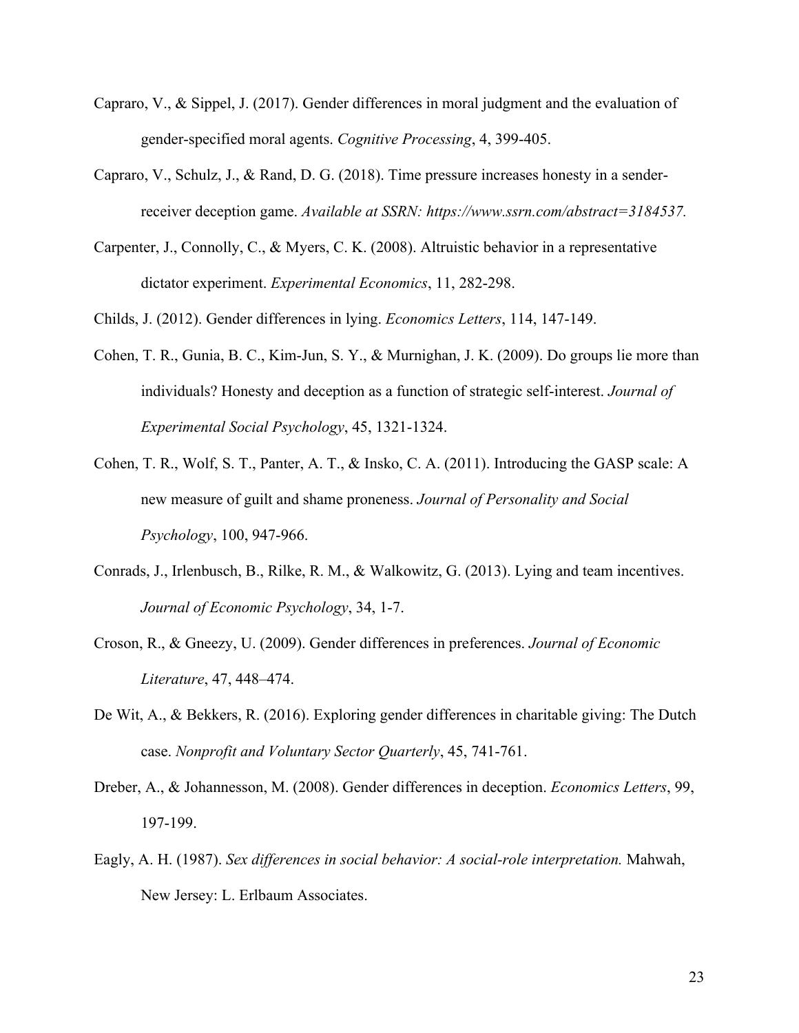Capraro, V., & Sippel, J. (2017). Gender differences in moral judgment and the evaluation of gender-specified moral agents. *Cognitive Processing*, 4, 399-405.

Capraro, V., Schulz, J., & Rand, D. G. (2018). Time pressure increases honesty in a sender-receiver deception game. *Available at SSRN: https://www.ssrn.com/abstract=3184537.*

Carpenter, J., Connolly, C., & Myers, C. K. (2008). Altruistic behavior in a representative dictator experiment. *Experimental Economics*, 11, 282-298.

Childs, J. (2012). Gender differences in lying. *Economics Letters*, 114, 147-149.

Cohen, T. R., Gunia, B. C., Kim-Jun, S. Y., & Murnighan, J. K. (2009). Do groups lie more than individuals? Honesty and deception as a function of strategic self-interest. *Journal of Experimental Social Psychology*, 45, 1321-1324.

Cohen, T. R., Wolf, S. T., Panter, A. T., & Insko, C. A. (2011). Introducing the GASP scale: A new measure of guilt and shame proneness. *Journal of Personality and Social Psychology*, 100, 947-966.

Conrads, J., Irlenbusch, B., Rilke, R. M., & Walkowitz, G. (2013). Lying and team incentives. *Journal of Economic Psychology*, 34, 1-7.

Croson, R., & Gneezy, U. (2009). Gender differences in preferences. *Journal of Economic Literature*, 47, 448–474.

De Wit, A., & Bekkers, R. (2016). Exploring gender differences in charitable giving: The Dutch case. *Nonprofit and Voluntary Sector Quarterly*, 45, 741-761.

Dreber, A., & Johannesson, M. (2008). Gender differences in deception. *Economics Letters*, 99, 197-199.

Eagly, A. H. (1987). *Sex differences in social behavior: A social-role interpretation.* Mahwah, New Jersey: L. Erlbaum Associates.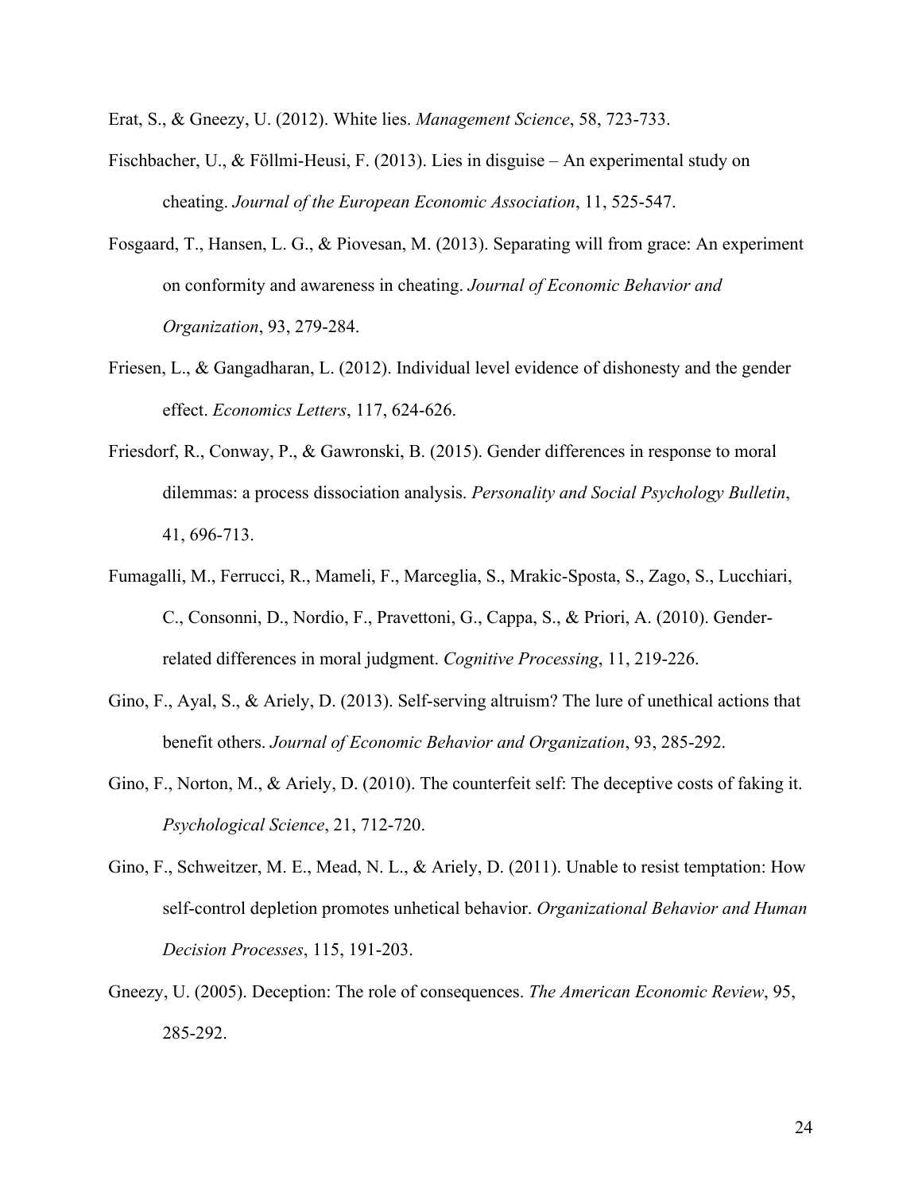Erat, S., & Gneezy, U. (2012). White lies. *Management Science*, 58, 723-733.

Fischbacher, U., & Föllmi-Heusi, F. (2013). Lies in disguise – An experimental study on cheating. *Journal of the European Economic Association*, 11, 525-547.

Fosgaard, T., Hansen, L. G., & Piovesan, M. (2013). Separating will from grace: An experiment on conformity and awareness in cheating. *Journal of Economic Behavior and Organization*, 93, 279-284.

Friesen, L., & Gangadharan, L. (2012). Individual level evidence of dishonesty and the gender effect. *Economics Letters*, 117, 624-626.

Friesdorf, R., Conway, P., & Gawronski, B. (2015). Gender differences in response to moral dilemmas: a process dissociation analysis. *Personality and Social Psychology Bulletin*, 41, 696-713.

Fumagalli, M., Ferrucci, R., Mameli, F., Marceglia, S., Mrakic-Sposta, S., Zago, S., Lucchiari, C., Consonni, D., Nordio, F., Pravettoni, G., Cappa, S., & Priori, A. (2010). Gender-related differences in moral judgment. *Cognitive Processing*, 11, 219-226.

Gino, F., Ayal, S., & Ariely, D. (2013). Self-serving altruism? The lure of unethical actions that benefit others. *Journal of Economic Behavior and Organization*, 93, 285-292.

Gino, F., Norton, M., & Ariely, D. (2010). The counterfeit self: The deceptive costs of faking it. *Psychological Science*, 21, 712-720.

Gino, F., Schweitzer, M. E., Mead, N. L., & Ariely, D. (2011). Unable to resist temptation: How self-control depletion promotes unhetical behavior. *Organizational Behavior and Human Decision Processes*, 115, 191-203.

Gneezy, U. (2005). Deception: The role of consequences. *The American Economic Review*, 95, 285-292.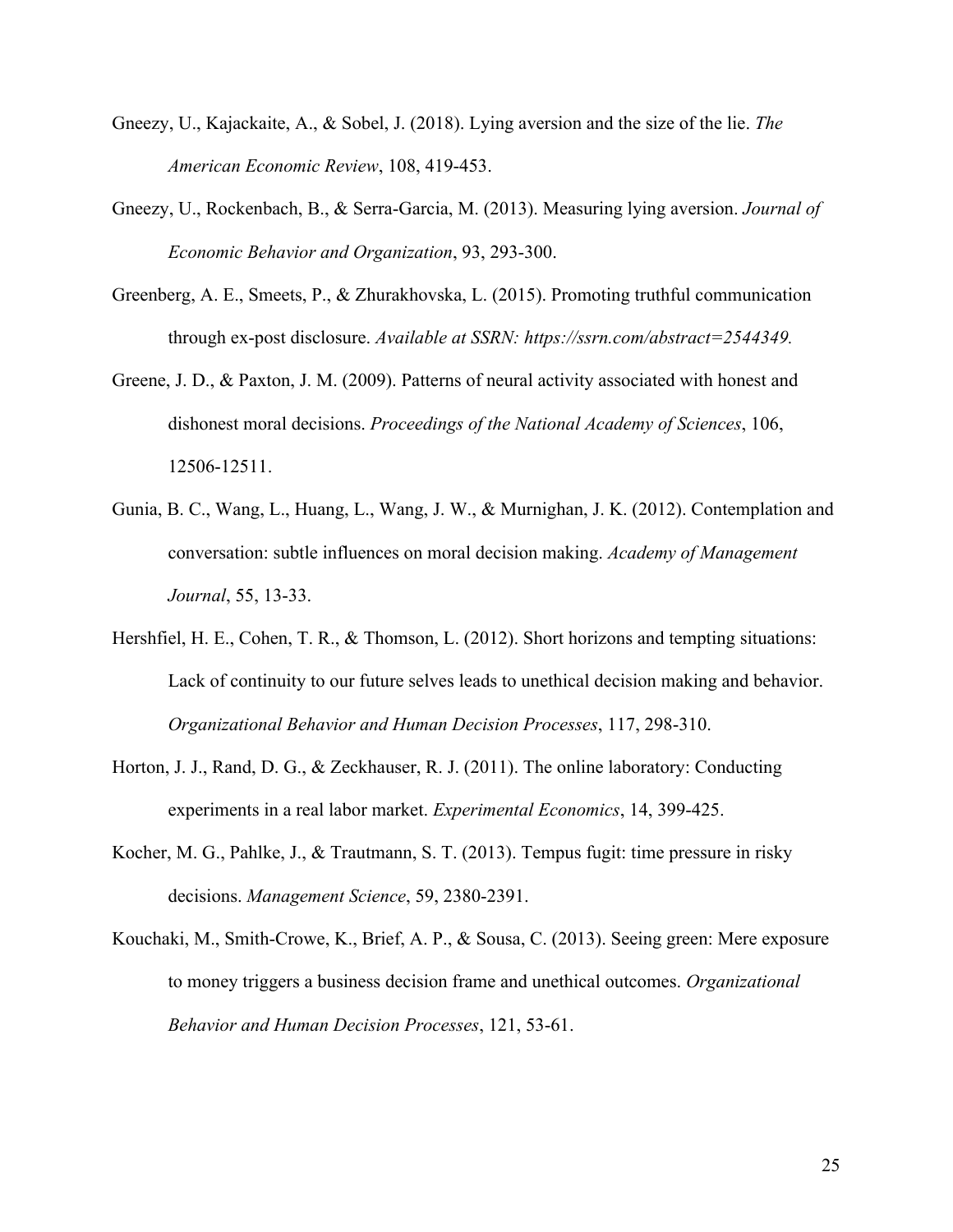Gneezy, U., Kajackaite, A., & Sobel, J. (2018). Lying aversion and the size of the lie. *The American Economic Review*, 108, 419-453.

Gneezy, U., Rockenbach, B., & Serra-Garcia, M. (2013). Measuring lying aversion. *Journal of Economic Behavior and Organization*, 93, 293-300.

Greenberg, A. E., Smeets, P., & Zhurakhovska, L. (2015). Promoting truthful communication through ex-post disclosure. *Available at SSRN: https://ssrn.com/abstract=2544349.*

Greene, J. D., & Paxton, J. M. (2009). Patterns of neural activity associated with honest and dishonest moral decisions. *Proceedings of the National Academy of Sciences*, 106, 12506-12511.

Gunia, B. C., Wang, L., Huang, L., Wang, J. W., & Murnighan, J. K. (2012). Contemplation and conversation: subtle influences on moral decision making. *Academy of Management Journal*, 55, 13-33.

Hershfiel, H. E., Cohen, T. R., & Thomson, L. (2012). Short horizons and tempting situations: Lack of continuity to our future selves leads to unethical decision making and behavior. *Organizational Behavior and Human Decision Processes*, 117, 298-310.

Horton, J. J., Rand, D. G., & Zeckhauser, R. J. (2011). The online laboratory: Conducting experiments in a real labor market. *Experimental Economics*, 14, 399-425.

Kocher, M. G., Pahlke, J., & Trautmann, S. T. (2013). Tempus fugit: time pressure in risky decisions. *Management Science*, 59, 2380-2391.

Kouchaki, M., Smith-Crowe, K., Brief, A. P., & Sousa, C. (2013). Seeing green: Mere exposure to money triggers a business decision frame and unethical outcomes. *Organizational Behavior and Human Decision Processes*, 121, 53-61.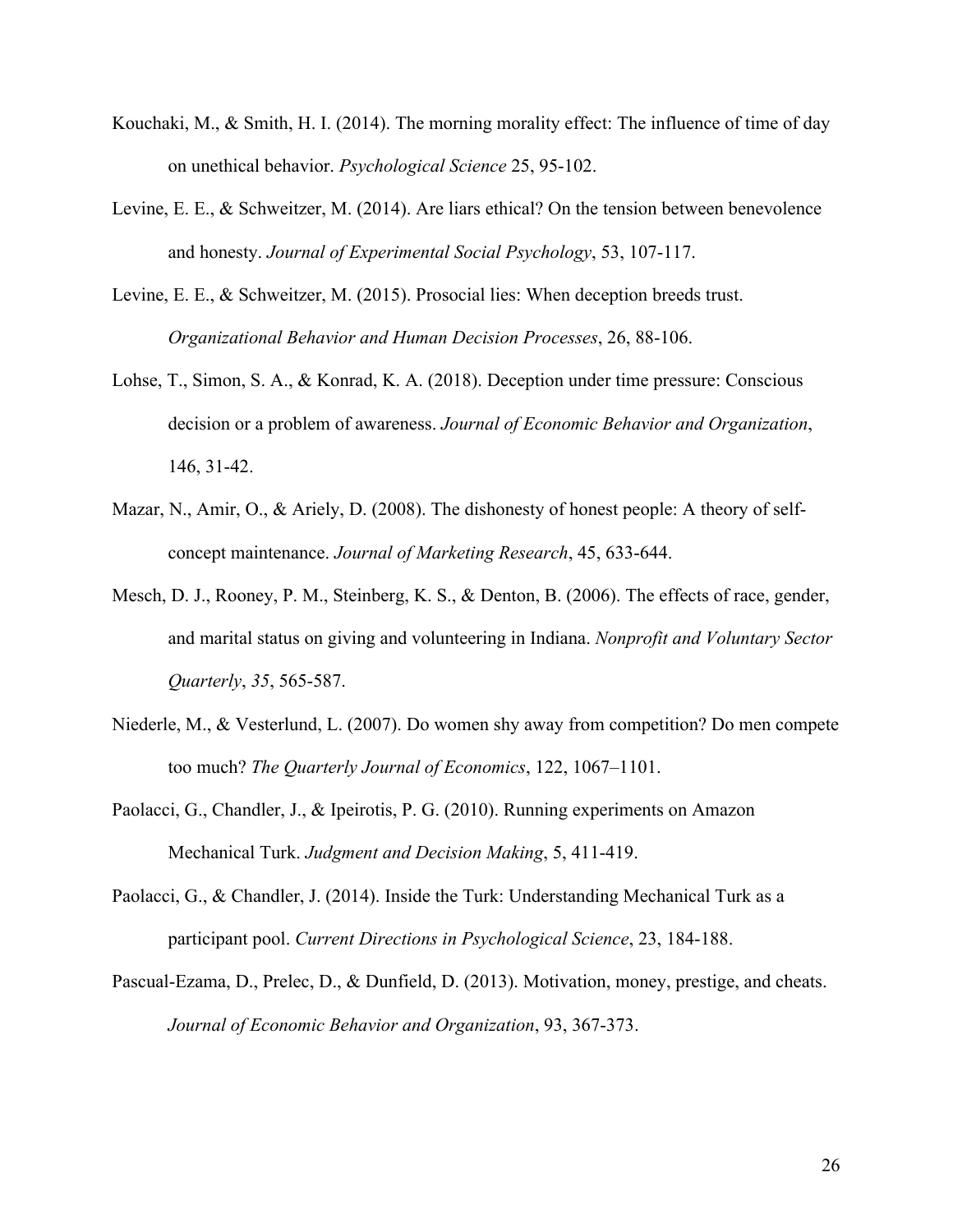Kouchaki, M., & Smith, H. I. (2014). The morning morality effect: The influence of time of day on unethical behavior. *Psychological Science* 25, 95-102.

Levine, E. E., & Schweitzer, M. (2014). Are liars ethical? On the tension between benevolence and honesty. *Journal of Experimental Social Psychology*, 53, 107-117.

Levine, E. E., & Schweitzer, M. (2015). Prosocial lies: When deception breeds trust. *Organizational Behavior and Human Decision Processes*, 26, 88-106.

Lohse, T., Simon, S. A., & Konrad, K. A. (2018). Deception under time pressure: Conscious decision or a problem of awareness. *Journal of Economic Behavior and Organization*, 146, 31-42.

Mazar, N., Amir, O., & Ariely, D. (2008). The dishonesty of honest people: A theory of self-concept maintenance. *Journal of Marketing Research*, 45, 633-644.

Mesch, D. J., Rooney, P. M., Steinberg, K. S., & Denton, B. (2006). The effects of race, gender, and marital status on giving and volunteering in Indiana. *Nonprofit and Voluntary Sector Quarterly*, *35*, 565-587.

Niederle, M., & Vesterlund, L. (2007). Do women shy away from competition? Do men compete too much? *The Quarterly Journal of Economics*, 122, 1067–1101.

Paolacci, G., Chandler, J., & Ipeirotis, P. G. (2010). Running experiments on Amazon Mechanical Turk. *Judgment and Decision Making*, 5, 411-419.

Paolacci, G., & Chandler, J. (2014). Inside the Turk: Understanding Mechanical Turk as a participant pool. *Current Directions in Psychological Science*, 23, 184-188.

Pascual-Ezama, D., Prelec, D., & Dunfield, D. (2013). Motivation, money, prestige, and cheats. *Journal of Economic Behavior and Organization*, 93, 367-373.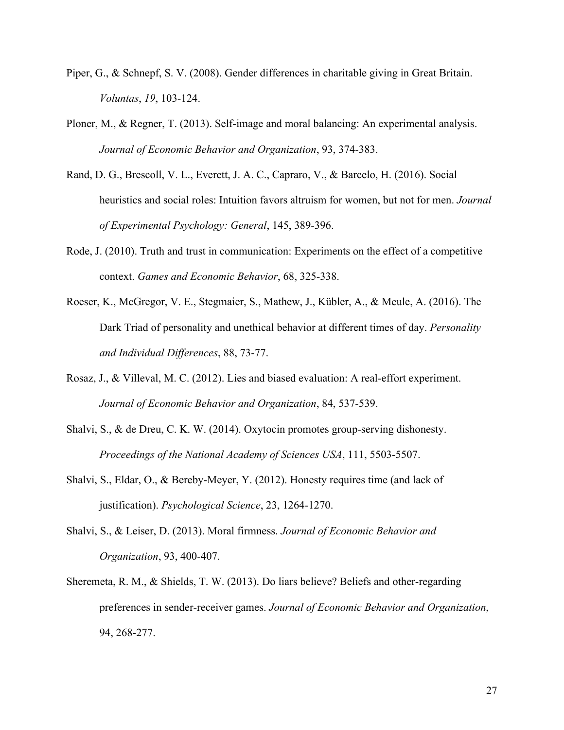Piper, G., & Schnepf, S. V. (2008). Gender differences in charitable giving in Great Britain. *Voluntas*, *19*, 103-124.

Ploner, M., & Regner, T. (2013). Self-image and moral balancing: An experimental analysis. *Journal of Economic Behavior and Organization*, 93, 374-383.

Rand, D. G., Brescoll, V. L., Everett, J. A. C., Capraro, V., & Barcelo, H. (2016). Social heuristics and social roles: Intuition favors altruism for women, but not for men. *Journal of Experimental Psychology: General*, 145, 389-396.

Rode, J. (2010). Truth and trust in communication: Experiments on the effect of a competitive context. *Games and Economic Behavior*, 68, 325-338.

Roeser, K., McGregor, V. E., Stegmaier, S., Mathew, J., Kübler, A., & Meule, A. (2016). The Dark Triad of personality and unethical behavior at different times of day. *Personality and Individual Differences*, 88, 73-77.

Rosaz, J., & Villeval, M. C. (2012). Lies and biased evaluation: A real-effort experiment. *Journal of Economic Behavior and Organization*, 84, 537-539.

Shalvi, S., & de Dreu, C. K. W. (2014). Oxytocin promotes group-serving dishonesty. *Proceedings of the National Academy of Sciences USA*, 111, 5503-5507.

Shalvi, S., Eldar, O., & Bereby-Meyer, Y. (2012). Honesty requires time (and lack of justification). *Psychological Science*, 23, 1264-1270.

Shalvi, S., & Leiser, D. (2013). Moral firmness. *Journal of Economic Behavior and Organization*, 93, 400-407.

Sheremeta, R. M., & Shields, T. W. (2013). Do liars believe? Beliefs and other-regarding preferences in sender-receiver games. *Journal of Economic Behavior and Organization*, 94, 268-277.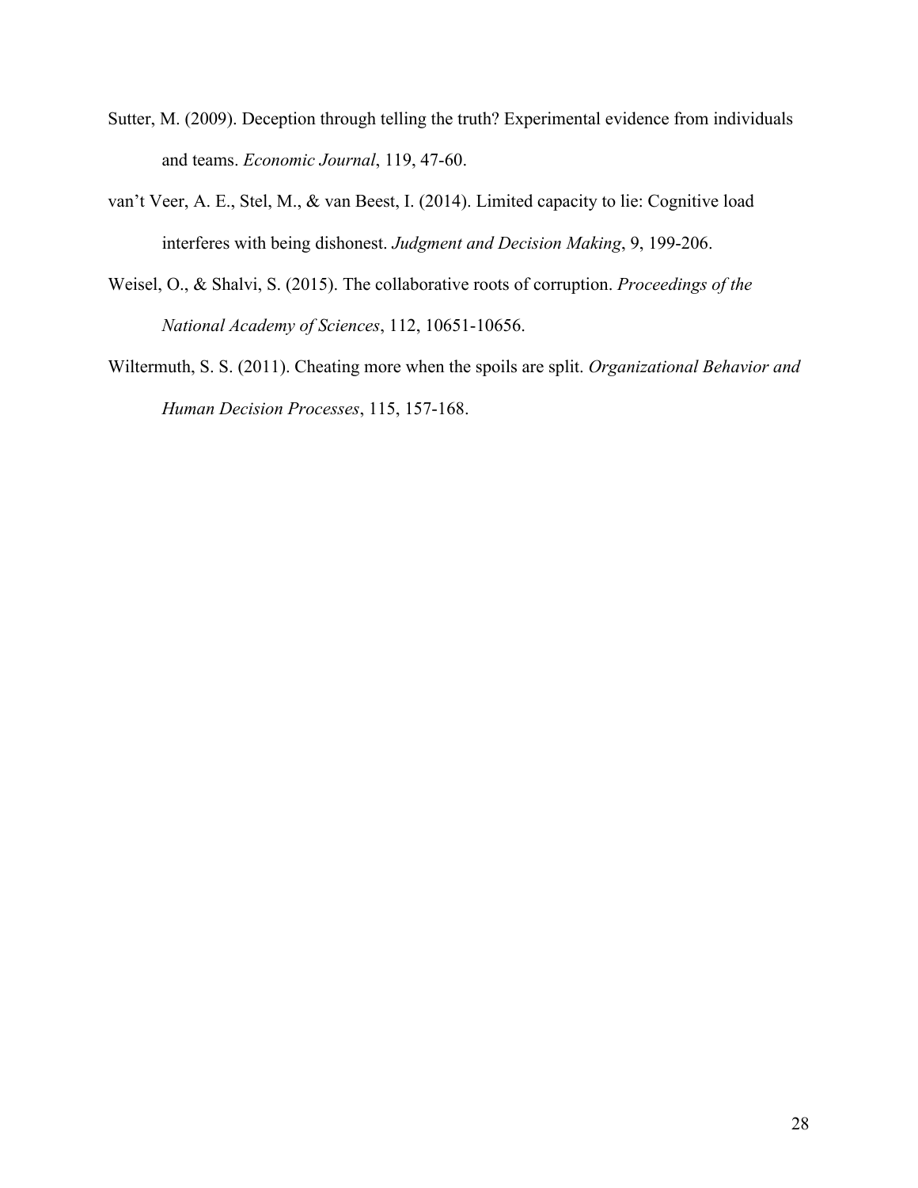Sutter, M. (2009). Deception through telling the truth? Experimental evidence from individuals and teams. *Economic Journal*, 119, 47-60.

van't Veer, A. E., Stel, M., & van Beest, I. (2014). Limited capacity to lie: Cognitive load interferes with being dishonest. *Judgment and Decision Making*, 9, 199-206.

Weisel, O., & Shalvi, S. (2015). The collaborative roots of corruption. *Proceedings of the National Academy of Sciences*, 112, 10651-10656.

Wiltermuth, S. S. (2011). Cheating more when the spoils are split. *Organizational Behavior and Human Decision Processes*, 115, 157-168.